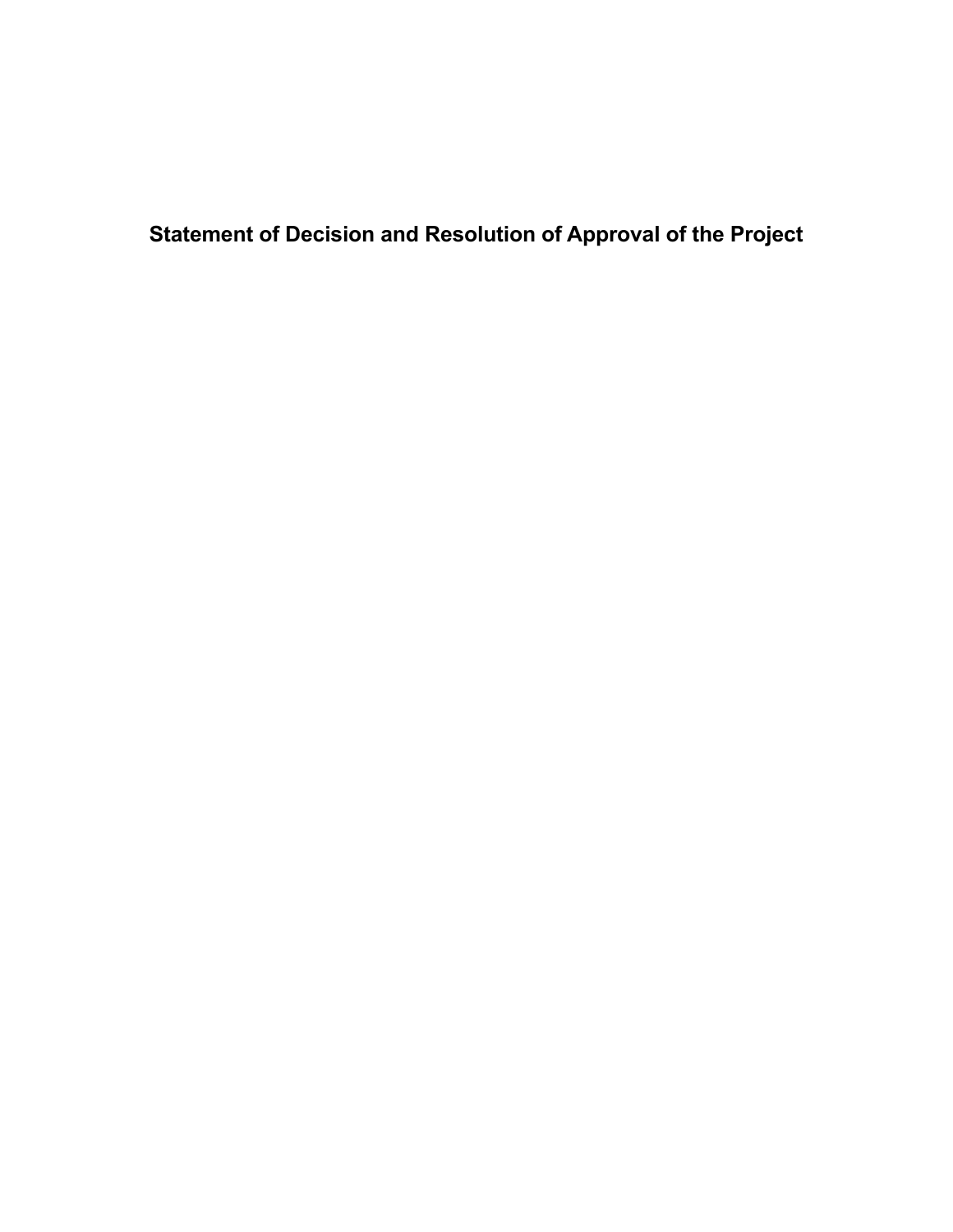# Statement of Decision and Resolution of Approval of the Project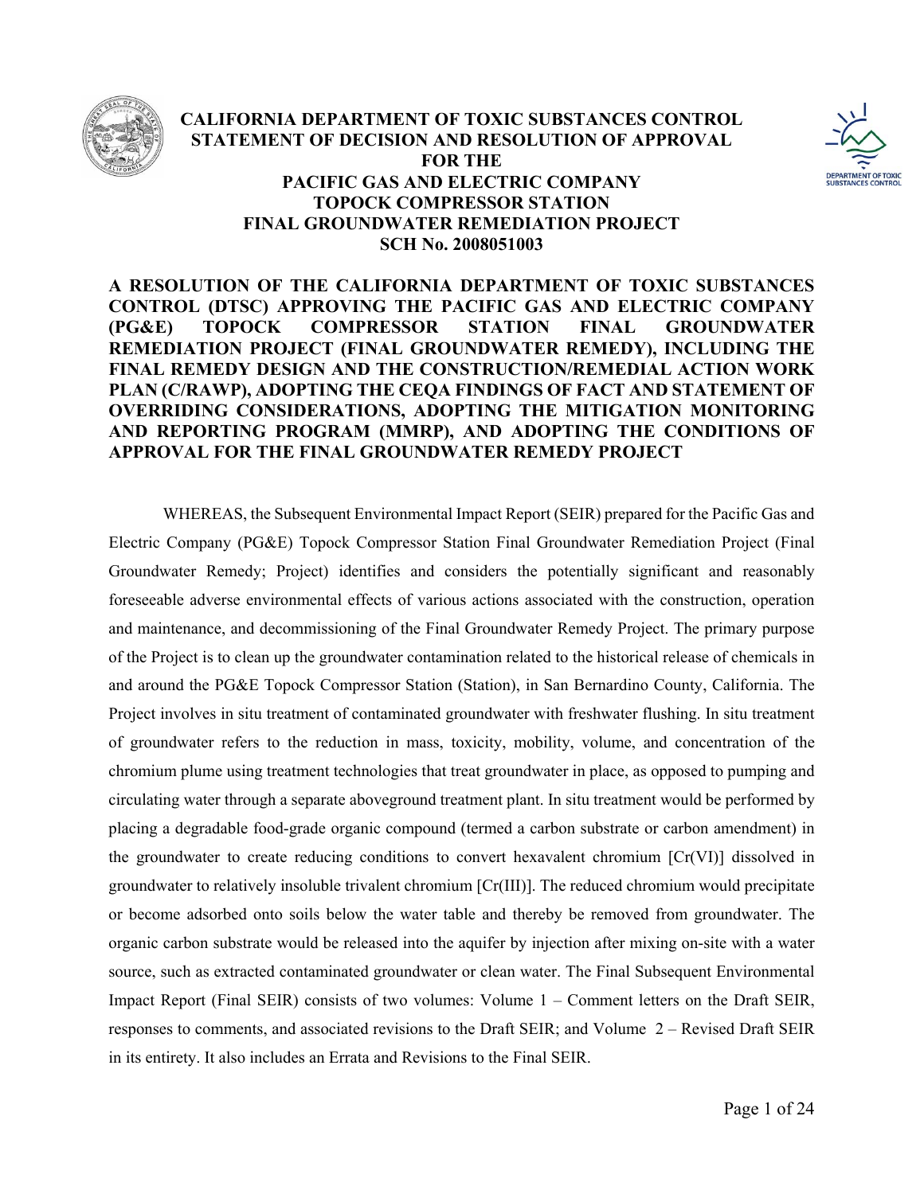# CALIFORNIA DEPARTMENT OF TOXIC SUBSTANCES CONTROL STATEMENT OF DECISION AND RESOLUTION OF APPROVAL FOR THE PACIFIC GAS AND ELECTRIC COMPANY TOPOCK COMPRESSOR STATION FINAL GROUNDWATER REMEDIATION PROJECT SCH No. 2008051003

**A RESOLUTION OF THE CALIFORNIA DEPARTMENT OF TOXIC SUBSTANCES CONTROL (DTSC) APPROVING THE PACIFIC GAS AND ELECTRIC COMPANY (PG&E) TOPOCK COMPRESSOR STATION FINAL GROUNDWATER REMEDIATION PROJECT (FINAL GROUNDWATER REMEDY), INCLUDING THE FINAL REMEDY DESIGN AND THE CONSTRUCTION/REMEDIAL ACTION WORK PLAN (C/RAWP), ADOPTING THE CEQA FINDINGS OF FACT AND STATEMENT OF OVERRIDING CONSIDERATIONS, ADOPTING THE MITIGATION MONITORING AND REPORTING PROGRAM (MMRP), AND ADOPTING THE CONDITIONS OF APPROVAL FOR THE FINAL GROUNDWATER REMEDY PROJECT**

WHEREAS, the Subsequent Environmental Impact Report (SEIR) prepared for the Pacific Gas and Electric Company (PG&E) Topock Compressor Station Final Groundwater Remediation Project (Final Groundwater Remedy; Project) identifies and considers the potentially significant and reasonably foreseeable adverse environmental effects of various actions associated with the construction, operation and maintenance, and decommissioning of the Final Groundwater Remedy Project. The primary purpose of the Project is to clean up the groundwater contamination related to the historical release of chemicals in and around the PG&E Topock Compressor Station (Station), in San Bernardino County, California. The Project involves in situ treatment of contaminated groundwater with freshwater flushing. In situ treatment of groundwater refers to the reduction in mass, toxicity, mobility, volume, and concentration of the chromium plume using treatment technologies that treat groundwater in place, as opposed to pumping and circulating water through a separate aboveground treatment plant. In situ treatment would be performed by placing a degradable food-grade organic compound (termed a carbon substrate or carbon amendment) in the groundwater to create reducing conditions to convert hexavalent chromium [Cr(VI)] dissolved in groundwater to relatively insoluble trivalent chromium [Cr(III)]. The reduced chromium would precipitate or become adsorbed onto soils below the water table and thereby be removed from groundwater. The organic carbon substrate would be released into the aquifer by injection after mixing on-site with a water source, such as extracted contaminated groundwater or clean water. The Final Subsequent Environmental Impact Report (Final SEIR) consists of two volumes: Volume 1 – Comment letters on the Draft SEIR, responses to comments, and associated revisions to the Draft SEIR; and Volume 2 – Revised Draft SEIR in its entirety. It also includes an Errata and Revisions to the Final SEIR.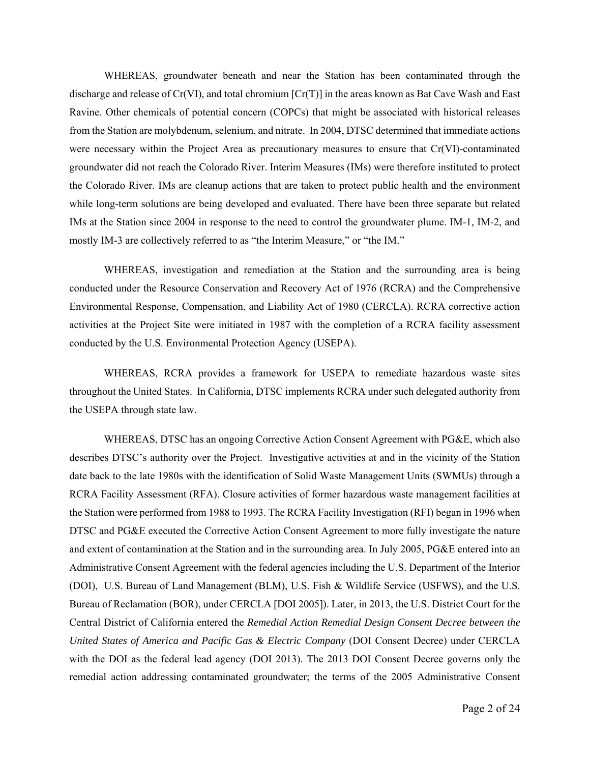WHEREAS, groundwater beneath and near the Station has been contaminated through the discharge and release of Cr(VI), and total chromium [Cr(T)] in the areas known as Bat Cave Wash and East Ravine. Other chemicals of potential concern (COPCs) that might be associated with historical releases from the Station are molybdenum, selenium, and nitrate. In 2004, DTSC determined that immediate actions were necessary within the Project Area as precautionary measures to ensure that Cr(VI)-contaminated groundwater did not reach the Colorado River. Interim Measures (IMs) were therefore instituted to protect the Colorado River. IMs are cleanup actions that are taken to protect public health and the environment while long-term solutions are being developed and evaluated. There have been three separate but related IMs at the Station since 2004 in response to the need to control the groundwater plume. IM-1, IM-2, and mostly IM-3 are collectively referred to as "the Interim Measure," or "the IM."

WHEREAS, investigation and remediation at the Station and the surrounding area is being conducted under the Resource Conservation and Recovery Act of 1976 (RCRA) and the Comprehensive Environmental Response, Compensation, and Liability Act of 1980 (CERCLA). RCRA corrective action activities at the Project Site were initiated in 1987 with the completion of a RCRA facility assessment conducted by the U.S. Environmental Protection Agency (USEPA).

WHEREAS, RCRA provides a framework for USEPA to remediate hazardous waste sites throughout the United States. In California, DTSC implements RCRA under such delegated authority from the USEPA through state law.

WHEREAS, DTSC has an ongoing Corrective Action Consent Agreement with PG&E, which also describes DTSC's authority over the Project. Investigative activities at and in the vicinity of the Station date back to the late 1980s with the identification of Solid Waste Management Units (SWMUs) through a RCRA Facility Assessment (RFA). Closure activities of former hazardous waste management facilities at the Station were performed from 1988 to 1993. The RCRA Facility Investigation (RFI) began in 1996 when DTSC and PG&E executed the Corrective Action Consent Agreement to more fully investigate the nature and extent of contamination at the Station and in the surrounding area. In July 2005, PG&E entered into an Administrative Consent Agreement with the federal agencies including the U.S. Department of the Interior (DOI), U.S. Bureau of Land Management (BLM), U.S. Fish & Wildlife Service (USFWS), and the U.S. Bureau of Reclamation (BOR), under CERCLA [DOI 2005]). Later, in 2013, the U.S. District Court for the Central District of California entered the *Remedial Action Remedial Design Consent Decree between the United States of America and Pacific Gas & Electric Company* (DOI Consent Decree) under CERCLA with the DOI as the federal lead agency (DOI 2013). The 2013 DOI Consent Decree governs only the remedial action addressing contaminated groundwater; the terms of the 2005 Administrative Consent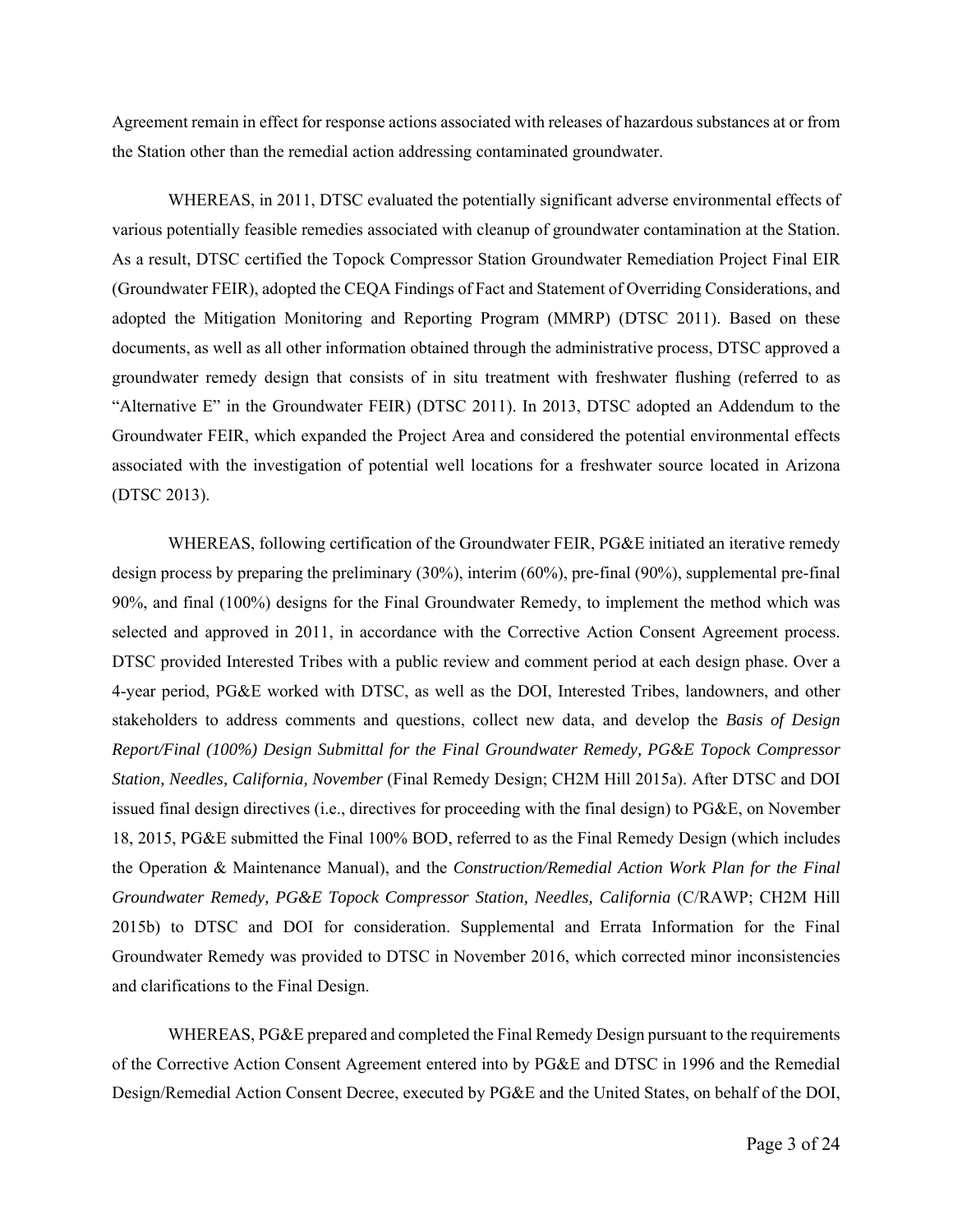Agreement remain in effect for response actions associated with releases of hazardous substances at or from the Station other than the remedial action addressing contaminated groundwater.

WHEREAS, in 2011, DTSC evaluated the potentially significant adverse environmental effects of various potentially feasible remedies associated with cleanup of groundwater contamination at the Station. As a result, DTSC certified the Topock Compressor Station Groundwater Remediation Project Final EIR (Groundwater FEIR), adopted the CEQA Findings of Fact and Statement of Overriding Considerations, and adopted the Mitigation Monitoring and Reporting Program (MMRP) (DTSC 2011). Based on these documents, as well as all other information obtained through the administrative process, DTSC approved a groundwater remedy design that consists of in situ treatment with freshwater flushing (referred to as "Alternative E" in the Groundwater FEIR) (DTSC 2011). In 2013, DTSC adopted an Addendum to the Groundwater FEIR, which expanded the Project Area and considered the potential environmental effects associated with the investigation of potential well locations for a freshwater source located in Arizona (DTSC 2013).

WHEREAS, following certification of the Groundwater FEIR, PG&E initiated an iterative remedy design process by preparing the preliminary (30%), interim (60%), pre-final (90%), supplemental pre-final 90%, and final (100%) designs for the Final Groundwater Remedy, to implement the method which was selected and approved in 2011, in accordance with the Corrective Action Consent Agreement process. DTSC provided Interested Tribes with a public review and comment period at each design phase. Over a 4-year period, PG&E worked with DTSC, as well as the DOI, Interested Tribes, landowners, and other stakeholders to address comments and questions, collect new data, and develop the *Basis of Design Report/Final (100%) Design Submittal for the Final Groundwater Remedy, PG&E Topock Compressor Station, Needles, California, November* (Final Remedy Design; CH2M Hill 2015a). After DTSC and DOI issued final design directives (i.e., directives for proceeding with the final design) to PG&E, on November 18, 2015, PG&E submitted the Final 100% BOD, referred to as the Final Remedy Design (which includes the Operation & Maintenance Manual), and the *Construction/Remedial Action Work Plan for the Final Groundwater Remedy, PG&E Topock Compressor Station, Needles, California* (C/RAWP; CH2M Hill 2015b) to DTSC and DOI for consideration. Supplemental and Errata Information for the Final Groundwater Remedy was provided to DTSC in November 2016, which corrected minor inconsistencies and clarifications to the Final Design.

WHEREAS, PG&E prepared and completed the Final Remedy Design pursuant to the requirements of the Corrective Action Consent Agreement entered into by PG&E and DTSC in 1996 and the Remedial Design/Remedial Action Consent Decree, executed by PG&E and the United States, on behalf of the DOI,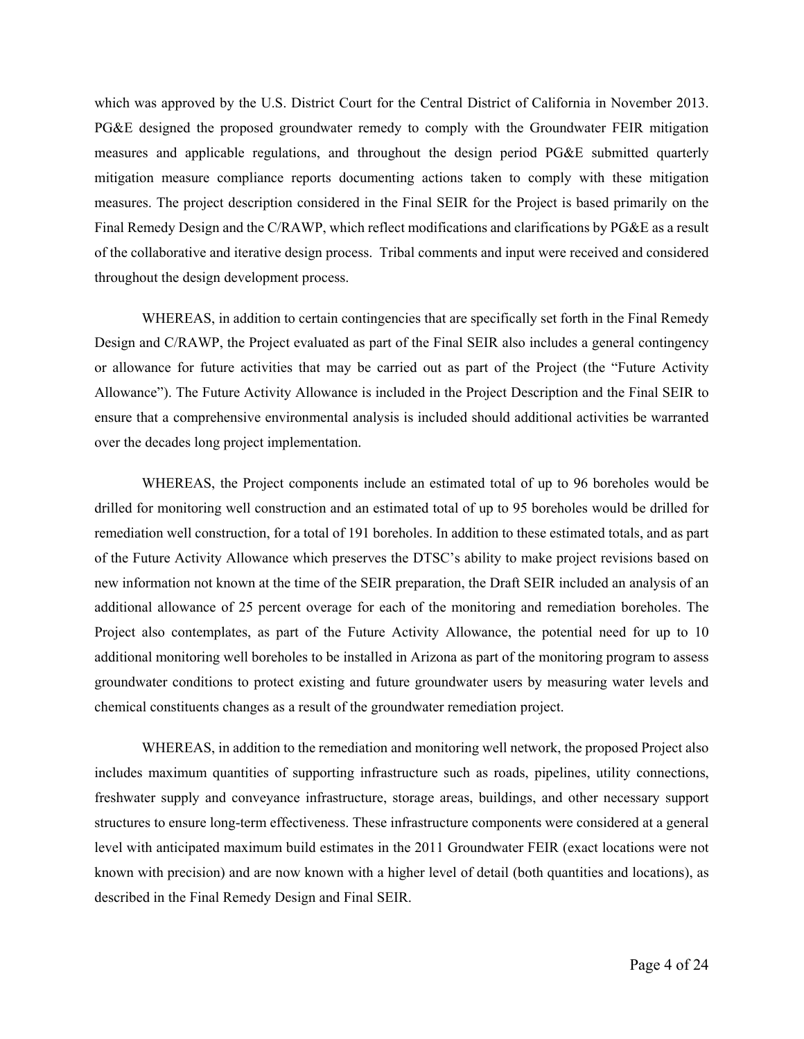which was approved by the U.S. District Court for the Central District of California in November 2013. PG&E designed the proposed groundwater remedy to comply with the Groundwater FEIR mitigation measures and applicable regulations, and throughout the design period PG&E submitted quarterly mitigation measure compliance reports documenting actions taken to comply with these mitigation measures. The project description considered in the Final SEIR for the Project is based primarily on the Final Remedy Design and the C/RAWP, which reflect modifications and clarifications by PG&E as a result of the collaborative and iterative design process. Tribal comments and input were received and considered throughout the design development process.

WHEREAS, in addition to certain contingencies that are specifically set forth in the Final Remedy Design and C/RAWP, the Project evaluated as part of the Final SEIR also includes a general contingency or allowance for future activities that may be carried out as part of the Project (the "Future Activity Allowance"). The Future Activity Allowance is included in the Project Description and the Final SEIR to ensure that a comprehensive environmental analysis is included should additional activities be warranted over the decades long project implementation.

WHEREAS, the Project components include an estimated total of up to 96 boreholes would be drilled for monitoring well construction and an estimated total of up to 95 boreholes would be drilled for remediation well construction, for a total of 191 boreholes. In addition to these estimated totals, and as part of the Future Activity Allowance which preserves the DTSC's ability to make project revisions based on new information not known at the time of the SEIR preparation, the Draft SEIR included an analysis of an additional allowance of 25 percent overage for each of the monitoring and remediation boreholes. The Project also contemplates, as part of the Future Activity Allowance, the potential need for up to 10 additional monitoring well boreholes to be installed in Arizona as part of the monitoring program to assess groundwater conditions to protect existing and future groundwater users by measuring water levels and chemical constituents changes as a result of the groundwater remediation project.

WHEREAS, in addition to the remediation and monitoring well network, the proposed Project also includes maximum quantities of supporting infrastructure such as roads, pipelines, utility connections, freshwater supply and conveyance infrastructure, storage areas, buildings, and other necessary support structures to ensure long-term effectiveness. These infrastructure components were considered at a general level with anticipated maximum build estimates in the 2011 Groundwater FEIR (exact locations were not known with precision) and are now known with a higher level of detail (both quantities and locations), as described in the Final Remedy Design and Final SEIR.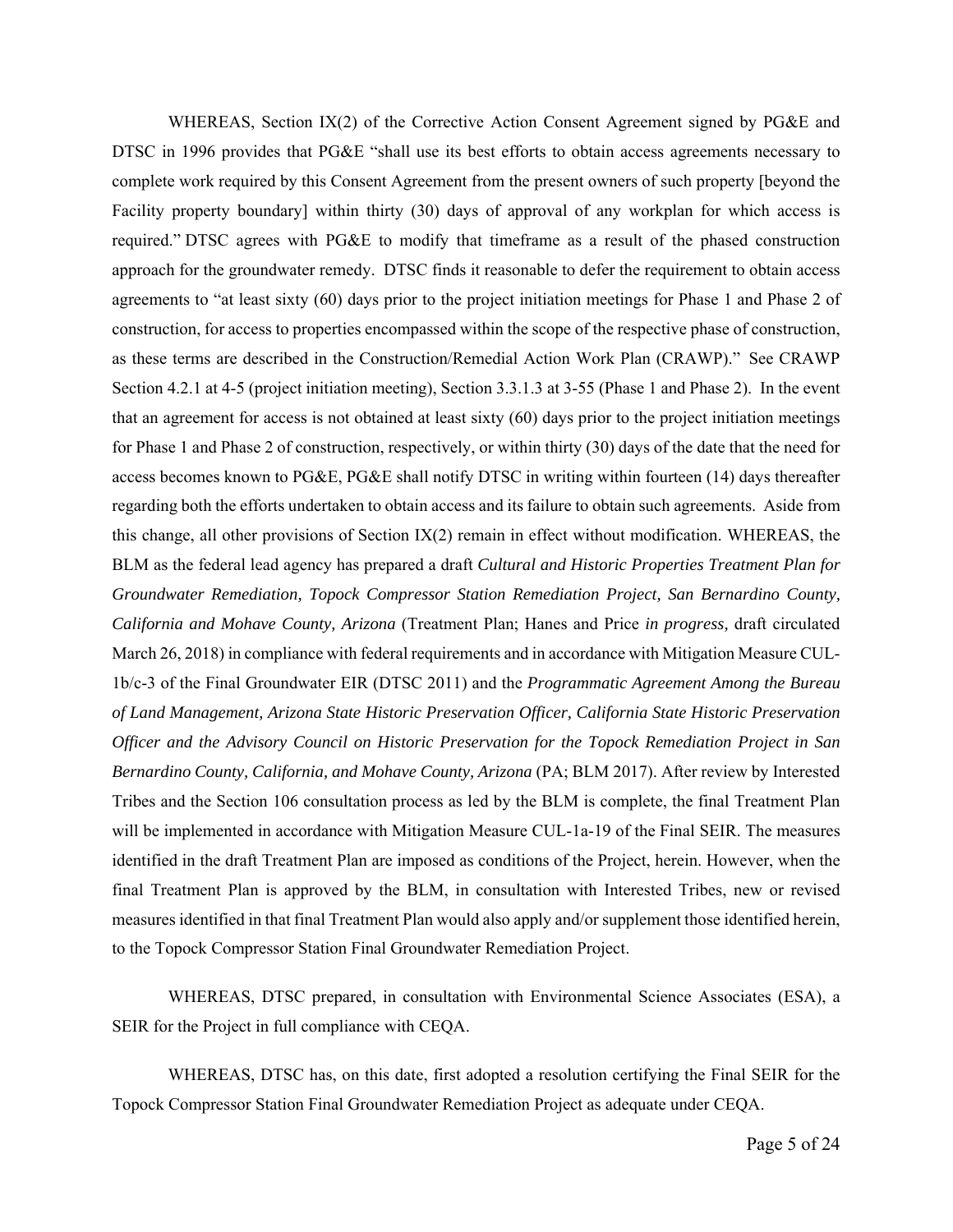WHEREAS, Section IX(2) of the Corrective Action Consent Agreement signed by PG&E and DTSC in 1996 provides that PG&E "shall use its best efforts to obtain access agreements necessary to complete work required by this Consent Agreement from the present owners of such property [beyond the Facility property boundary] within thirty (30) days of approval of any workplan for which access is required." DTSC agrees with PG&E to modify that timeframe as a result of the phased construction approach for the groundwater remedy. DTSC finds it reasonable to defer the requirement to obtain access agreements to "at least sixty (60) days prior to the project initiation meetings for Phase 1 and Phase 2 of construction, for access to properties encompassed within the scope of the respective phase of construction, as these terms are described in the Construction/Remedial Action Work Plan (CRAWP)." See CRAWP Section 4.2.1 at 4-5 (project initiation meeting), Section 3.3.1.3 at 3-55 (Phase 1 and Phase 2). In the event that an agreement for access is not obtained at least sixty (60) days prior to the project initiation meetings for Phase 1 and Phase 2 of construction, respectively, or within thirty (30) days of the date that the need for access becomes known to PG&E, PG&E shall notify DTSC in writing within fourteen (14) days thereafter regarding both the efforts undertaken to obtain access and its failure to obtain such agreements. Aside from this change, all other provisions of Section IX(2) remain in effect without modification. WHEREAS, the BLM as the federal lead agency has prepared a draft *Cultural and Historic Properties Treatment Plan for Groundwater Remediation, Topock Compressor Station Remediation Project, San Bernardino County, California and Mohave County, Arizona* (Treatment Plan; Hanes and Price *in progress,* draft circulated March 26, 2018) in compliance with federal requirements and in accordance with Mitigation Measure CUL-1b/c-3 of the Final Groundwater EIR (DTSC 2011) and the *Programmatic Agreement Among the Bureau of Land Management, Arizona State Historic Preservation Officer, California State Historic Preservation Officer and the Advisory Council on Historic Preservation for the Topock Remediation Project in San Bernardino County, California, and Mohave County, Arizona* (PA; BLM 2017). After review by Interested Tribes and the Section 106 consultation process as led by the BLM is complete, the final Treatment Plan will be implemented in accordance with Mitigation Measure CUL-1a-19 of the Final SEIR. The measures identified in the draft Treatment Plan are imposed as conditions of the Project, herein. However, when the final Treatment Plan is approved by the BLM, in consultation with Interested Tribes, new or revised measures identified in that final Treatment Plan would also apply and/or supplement those identified herein, to the Topock Compressor Station Final Groundwater Remediation Project.

WHEREAS, DTSC prepared, in consultation with Environmental Science Associates (ESA), a SEIR for the Project in full compliance with CEQA.

WHEREAS, DTSC has, on this date, first adopted a resolution certifying the Final SEIR for the Topock Compressor Station Final Groundwater Remediation Project as adequate under CEQA.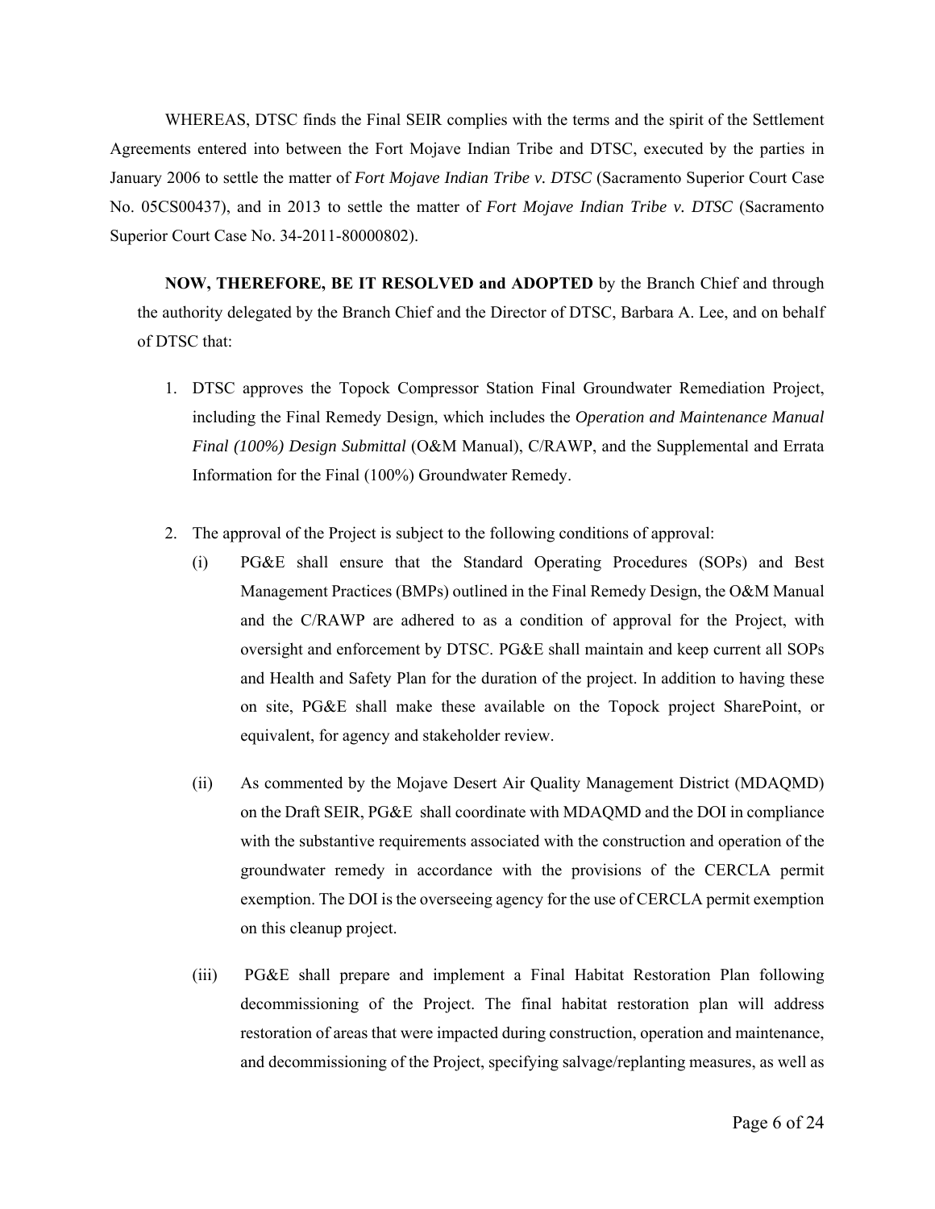WHEREAS, DTSC finds the Final SEIR complies with the terms and the spirit of the Settlement Agreements entered into between the Fort Mojave Indian Tribe and DTSC, executed by the parties in January 2006 to settle the matter of *Fort Mojave Indian Tribe v. DTSC* (Sacramento Superior Court Case No. 05CS00437), and in 2013 to settle the matter of *Fort Mojave Indian Tribe v. DTSC* (Sacramento Superior Court Case No. 34-2011-80000802).

**NOW, THEREFORE, BE IT RESOLVED and ADOPTED** by the Branch Chief and through the authority delegated by the Branch Chief and the Director of DTSC, Barbara A. Lee, and on behalf of DTSC that:

1. DTSC approves the Topock Compressor Station Final Groundwater Remediation Project, including the Final Remedy Design, which includes the *Operation and Maintenance Manual Final (100%) Design Submittal* (O&M Manual), C/RAWP, and the Supplemental and Errata Information for the Final (100%) Groundwater Remedy.

2. The approval of the Project is subject to the following conditions of approval:

   (i) PG&E shall ensure that the Standard Operating Procedures (SOPs) and Best Management Practices (BMPs) outlined in the Final Remedy Design, the O&M Manual and the C/RAWP are adhered to as a condition of approval for the Project, with oversight and enforcement by DTSC. PG&E shall maintain and keep current all SOPs and Health and Safety Plan for the duration of the project. In addition to having these on site, PG&E shall make these available on the Topock project SharePoint, or equivalent, for agency and stakeholder review.

   (ii) As commented by the Mojave Desert Air Quality Management District (MDAQMD) on the Draft SEIR, PG&E shall coordinate with MDAQMD and the DOI in compliance with the substantive requirements associated with the construction and operation of the groundwater remedy in accordance with the provisions of the CERCLA permit exemption. The DOI is the overseeing agency for the use of CERCLA permit exemption on this cleanup project.

   (iii) PG&E shall prepare and implement a Final Habitat Restoration Plan following decommissioning of the Project. The final habitat restoration plan will address restoration of areas that were impacted during construction, operation and maintenance, and decommissioning of the Project, specifying salvage/replanting measures, as well as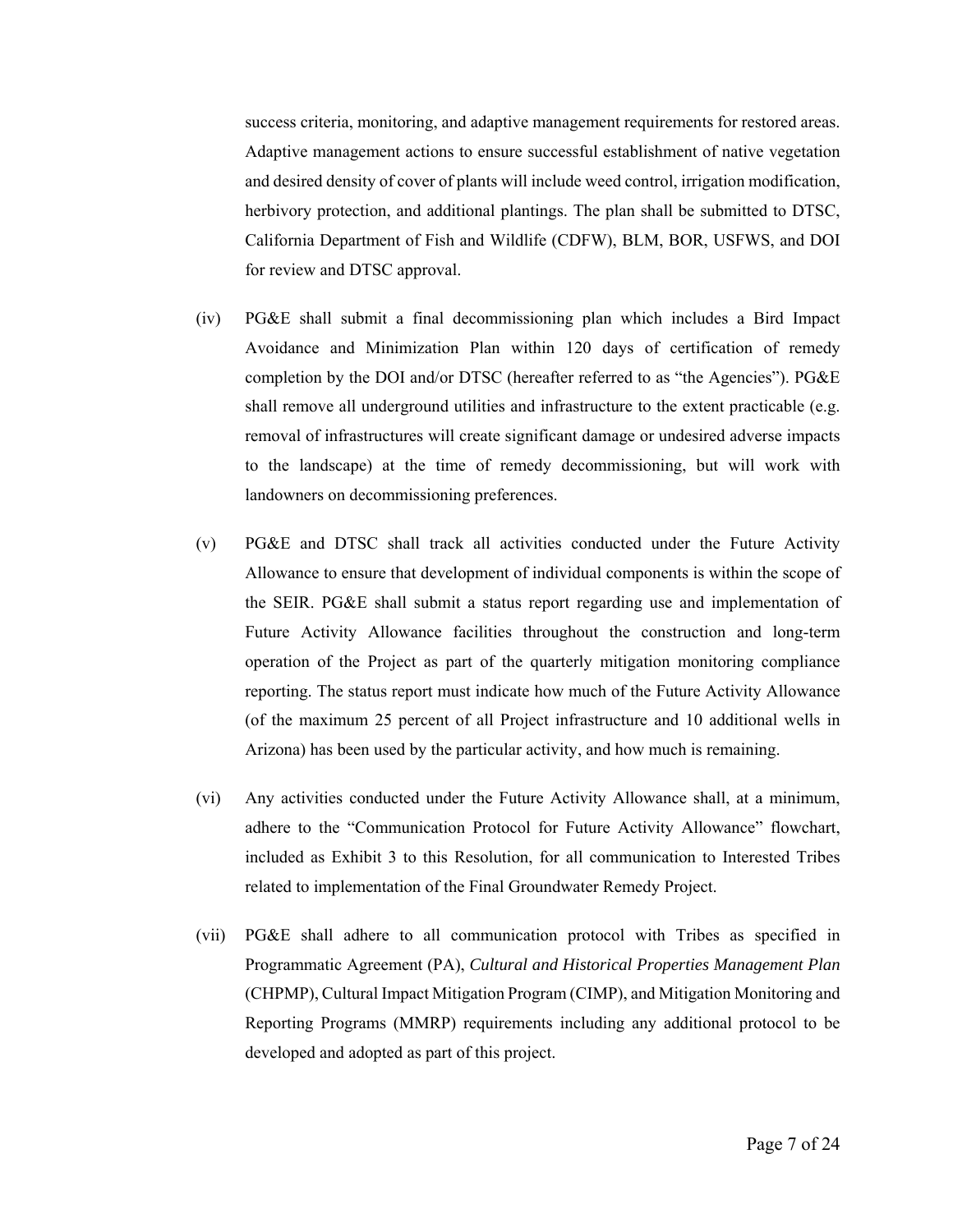success criteria, monitoring, and adaptive management requirements for restored areas. Adaptive management actions to ensure successful establishment of native vegetation and desired density of cover of plants will include weed control, irrigation modification, herbivory protection, and additional plantings. The plan shall be submitted to DTSC, California Department of Fish and Wildlife (CDFW), BLM, BOR, USFWS, and DOI for review and DTSC approval.

(iv) PG&E shall submit a final decommissioning plan which includes a Bird Impact Avoidance and Minimization Plan within 120 days of certification of remedy completion by the DOI and/or DTSC (hereafter referred to as "the Agencies"). PG&E shall remove all underground utilities and infrastructure to the extent practicable (e.g. removal of infrastructures will create significant damage or undesired adverse impacts to the landscape) at the time of remedy decommissioning, but will work with landowners on decommissioning preferences.

(v) PG&E and DTSC shall track all activities conducted under the Future Activity Allowance to ensure that development of individual components is within the scope of the SEIR. PG&E shall submit a status report regarding use and implementation of Future Activity Allowance facilities throughout the construction and long-term operation of the Project as part of the quarterly mitigation monitoring compliance reporting. The status report must indicate how much of the Future Activity Allowance (of the maximum 25 percent of all Project infrastructure and 10 additional wells in Arizona) has been used by the particular activity, and how much is remaining.

(vi) Any activities conducted under the Future Activity Allowance shall, at a minimum, adhere to the "Communication Protocol for Future Activity Allowance" flowchart, included as Exhibit 3 to this Resolution, for all communication to Interested Tribes related to implementation of the Final Groundwater Remedy Project.

(vii) PG&E shall adhere to all communication protocol with Tribes as specified in Programmatic Agreement (PA), *Cultural and Historical Properties Management Plan* (CHPMP), Cultural Impact Mitigation Program (CIMP), and Mitigation Monitoring and Reporting Programs (MMRP) requirements including any additional protocol to be developed and adopted as part of this project.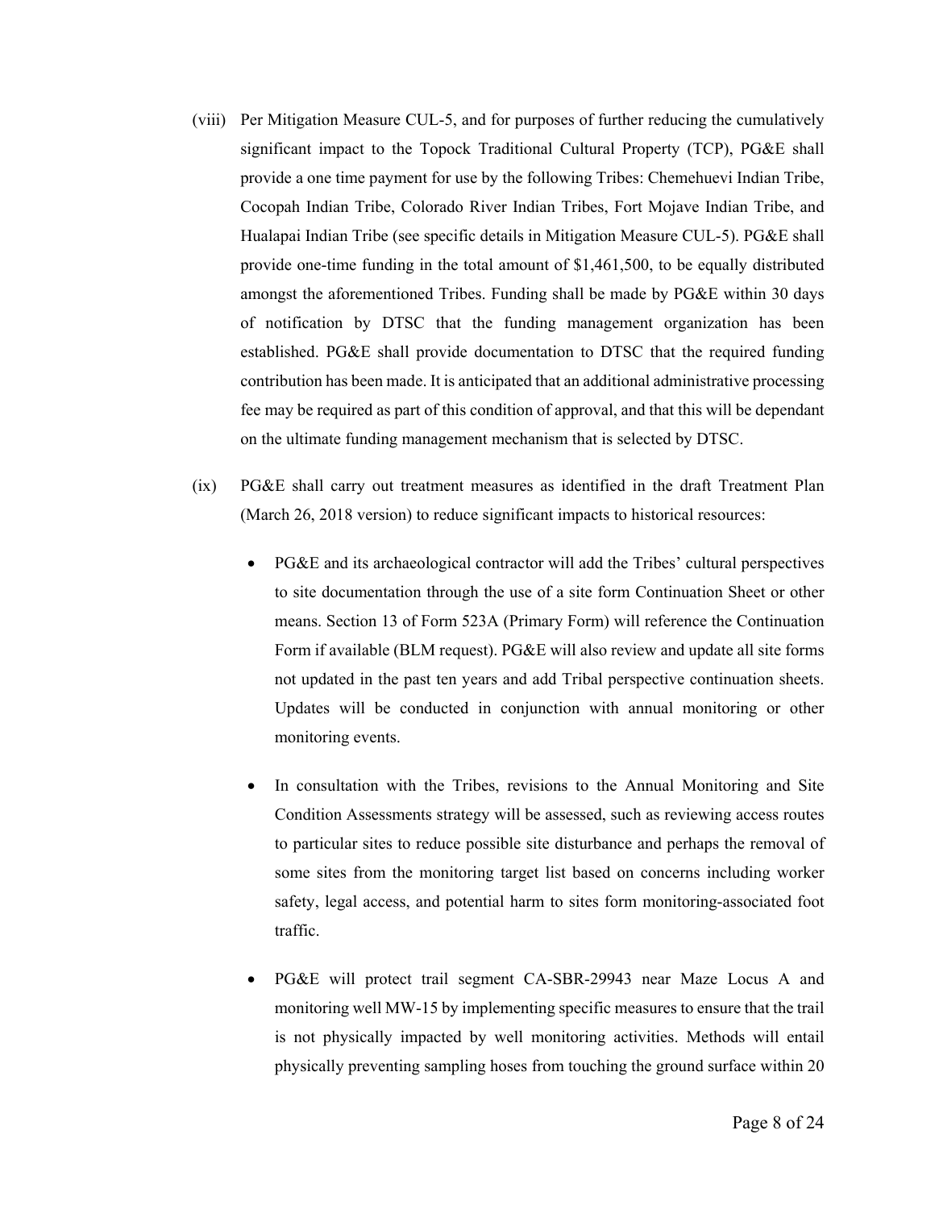(viii) Per Mitigation Measure CUL-5, and for purposes of further reducing the cumulatively significant impact to the Topock Traditional Cultural Property (TCP), PG&E shall provide a one time payment for use by the following Tribes: Chemehuevi Indian Tribe, Cocopah Indian Tribe, Colorado River Indian Tribes, Fort Mojave Indian Tribe, and Hualapai Indian Tribe (see specific details in Mitigation Measure CUL-5). PG&E shall provide one-time funding in the total amount of $1,461,500, to be equally distributed amongst the aforementioned Tribes. Funding shall be made by PG&E within 30 days of notification by DTSC that the funding management organization has been established. PG&E shall provide documentation to DTSC that the required funding contribution has been made. It is anticipated that an additional administrative processing fee may be required as part of this condition of approval, and that this will be dependant on the ultimate funding management mechanism that is selected by DTSC.

(ix) PG&E shall carry out treatment measures as identified in the draft Treatment Plan (March 26, 2018 version) to reduce significant impacts to historical resources:

- PG&E and its archaeological contractor will add the Tribes' cultural perspectives to site documentation through the use of a site form Continuation Sheet or other means. Section 13 of Form 523A (Primary Form) will reference the Continuation Form if available (BLM request). PG&E will also review and update all site forms not updated in the past ten years and add Tribal perspective continuation sheets. Updates will be conducted in conjunction with annual monitoring or other monitoring events.

- In consultation with the Tribes, revisions to the Annual Monitoring and Site Condition Assessments strategy will be assessed, such as reviewing access routes to particular sites to reduce possible site disturbance and perhaps the removal of some sites from the monitoring target list based on concerns including worker safety, legal access, and potential harm to sites form monitoring-associated foot traffic.

- PG&E will protect trail segment CA-SBR-29943 near Maze Locus A and monitoring well MW-15 by implementing specific measures to ensure that the trail is not physically impacted by well monitoring activities. Methods will entail physically preventing sampling hoses from touching the ground surface within 20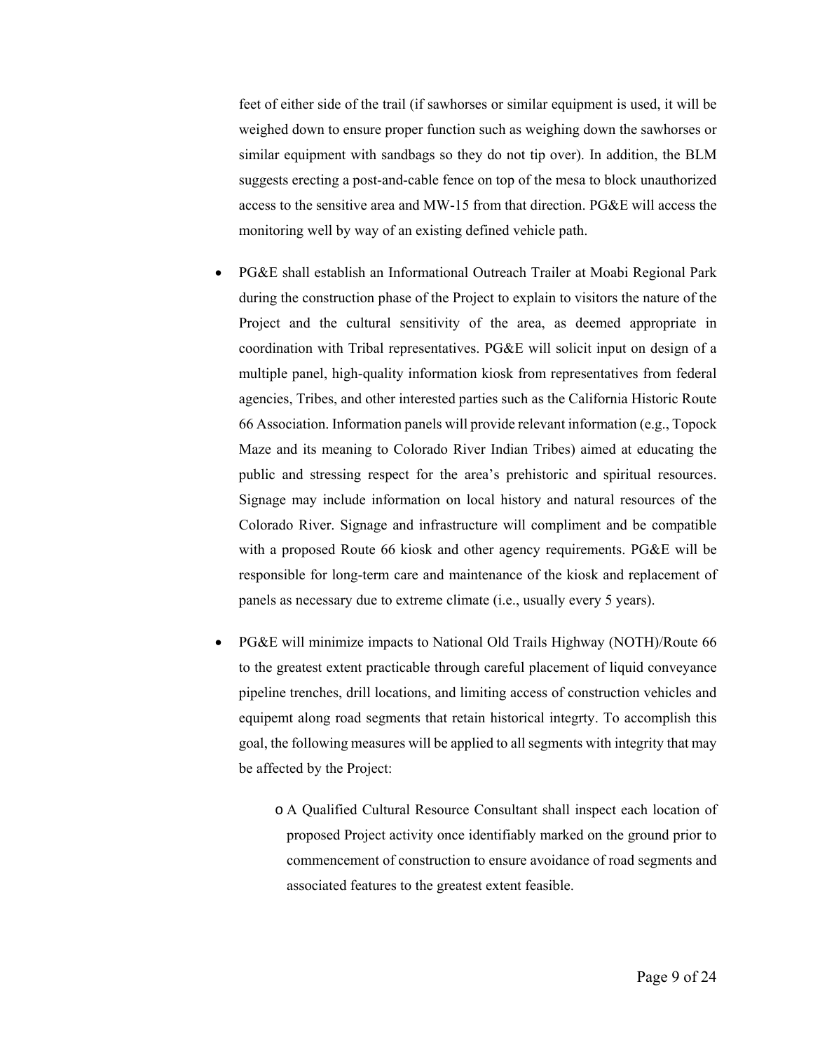feet of either side of the trail (if sawhorses or similar equipment is used, it will be weighed down to ensure proper function such as weighing down the sawhorses or similar equipment with sandbags so they do not tip over). In addition, the BLM suggests erecting a post-and-cable fence on top of the mesa to block unauthorized access to the sensitive area and MW-15 from that direction. PG&E will access the monitoring well by way of an existing defined vehicle path.

- PG&E shall establish an Informational Outreach Trailer at Moabi Regional Park during the construction phase of the Project to explain to visitors the nature of the Project and the cultural sensitivity of the area, as deemed appropriate in coordination with Tribal representatives. PG&E will solicit input on design of a multiple panel, high-quality information kiosk from representatives from federal agencies, Tribes, and other interested parties such as the California Historic Route 66 Association. Information panels will provide relevant information (e.g., Topock Maze and its meaning to Colorado River Indian Tribes) aimed at educating the public and stressing respect for the area's prehistoric and spiritual resources. Signage may include information on local history and natural resources of the Colorado River. Signage and infrastructure will compliment and be compatible with a proposed Route 66 kiosk and other agency requirements. PG&E will be responsible for long-term care and maintenance of the kiosk and replacement of panels as necessary due to extreme climate (i.e., usually every 5 years).

- PG&E will minimize impacts to National Old Trails Highway (NOTH)/Route 66 to the greatest extent practicable through careful placement of liquid conveyance pipeline trenches, drill locations, and limiting access of construction vehicles and equipemt along road segments that retain historical integrty. To accomplish this goal, the following measures will be applied to all segments with integrity that may be affected by the Project:

    - A Qualified Cultural Resource Consultant shall inspect each location of proposed Project activity once identifiably marked on the ground prior to commencement of construction to ensure avoidance of road segments and associated features to the greatest extent feasible.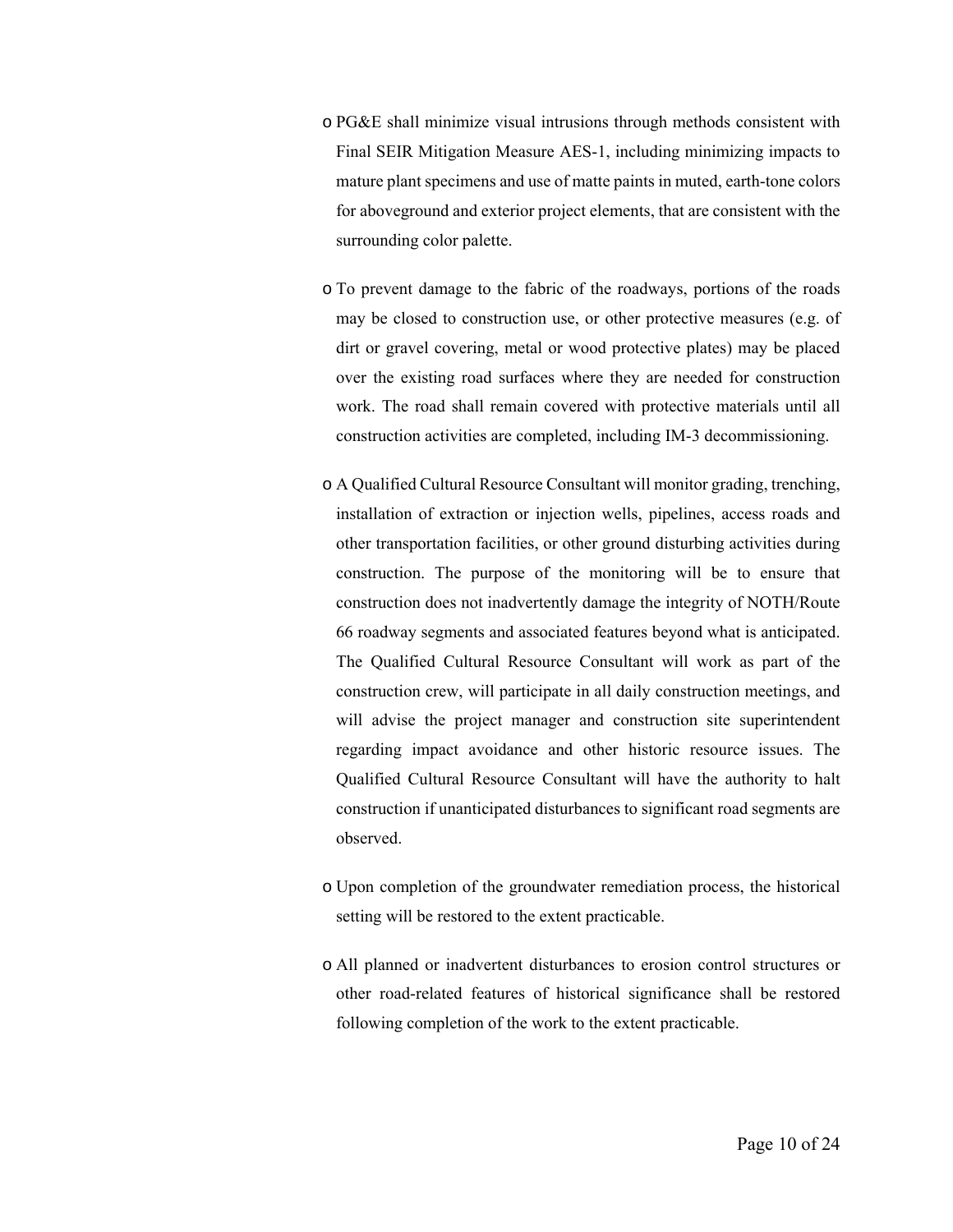- PG&E shall minimize visual intrusions through methods consistent with Final SEIR Mitigation Measure AES-1, including minimizing impacts to mature plant specimens and use of matte paints in muted, earth-tone colors for aboveground and exterior project elements, that are consistent with the surrounding color palette.

- To prevent damage to the fabric of the roadways, portions of the roads may be closed to construction use, or other protective measures (e.g. of dirt or gravel covering, metal or wood protective plates) may be placed over the existing road surfaces where they are needed for construction work. The road shall remain covered with protective materials until all construction activities are completed, including IM-3 decommissioning.

- A Qualified Cultural Resource Consultant will monitor grading, trenching, installation of extraction or injection wells, pipelines, access roads and other transportation facilities, or other ground disturbing activities during construction. The purpose of the monitoring will be to ensure that construction does not inadvertently damage the integrity of NOTH/Route 66 roadway segments and associated features beyond what is anticipated. The Qualified Cultural Resource Consultant will work as part of the construction crew, will participate in all daily construction meetings, and will advise the project manager and construction site superintendent regarding impact avoidance and other historic resource issues. The Qualified Cultural Resource Consultant will have the authority to halt construction if unanticipated disturbances to significant road segments are observed.

- Upon completion of the groundwater remediation process, the historical setting will be restored to the extent practicable.

- All planned or inadvertent disturbances to erosion control structures or other road-related features of historical significance shall be restored following completion of the work to the extent practicable.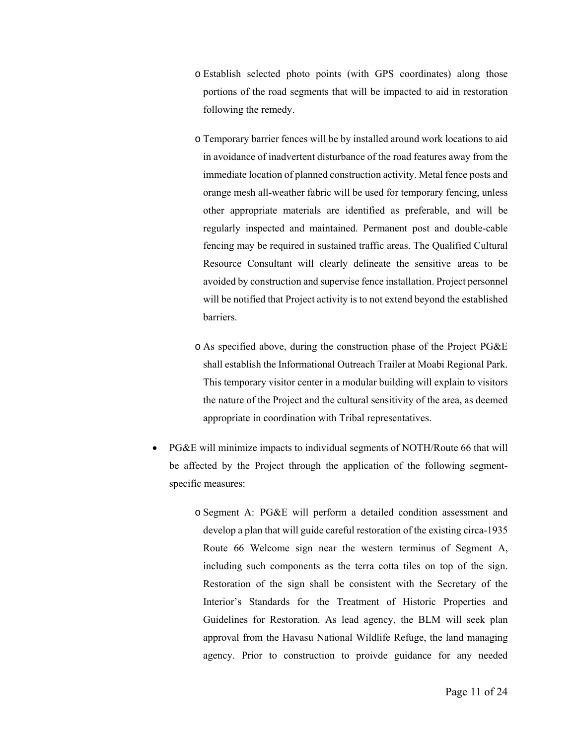- Establish selected photo points (with GPS coordinates) along those portions of the road segments that will be impacted to aid in restoration following the remedy.

  - Temporary barrier fences will be by installed around work locations to aid in avoidance of inadvertent disturbance of the road features away from the immediate location of planned construction activity. Metal fence posts and orange mesh all-weather fabric will be used for temporary fencing, unless other appropriate materials are identified as preferable, and will be regularly inspected and maintained. Permanent post and double-cable fencing may be required in sustained traffic areas. The Qualified Cultural Resource Consultant will clearly delineate the sensitive areas to be avoided by construction and supervise fence installation. Project personnel will be notified that Project activity is to not extend beyond the established barriers.

  - As specified above, during the construction phase of the Project PG&E shall establish the Informational Outreach Trailer at Moabi Regional Park. This temporary visitor center in a modular building will explain to visitors the nature of the Project and the cultural sensitivity of the area, as deemed appropriate in coordination with Tribal representatives.

- PG&E will minimize impacts to individual segments of NOTH/Route 66 that will be affected by the Project through the application of the following segment-specific measures:

  - Segment A: PG&E will perform a detailed condition assessment and develop a plan that will guide careful restoration of the existing circa-1935 Route 66 Welcome sign near the western terminus of Segment A, including such components as the terra cotta tiles on top of the sign. Restoration of the sign shall be consistent with the Secretary of the Interior's Standards for the Treatment of Historic Properties and Guidelines for Restoration. As lead agency, the BLM will seek plan approval from the Havasu National Wildlife Refuge, the land managing agency. Prior to construction to proivde guidance for any needed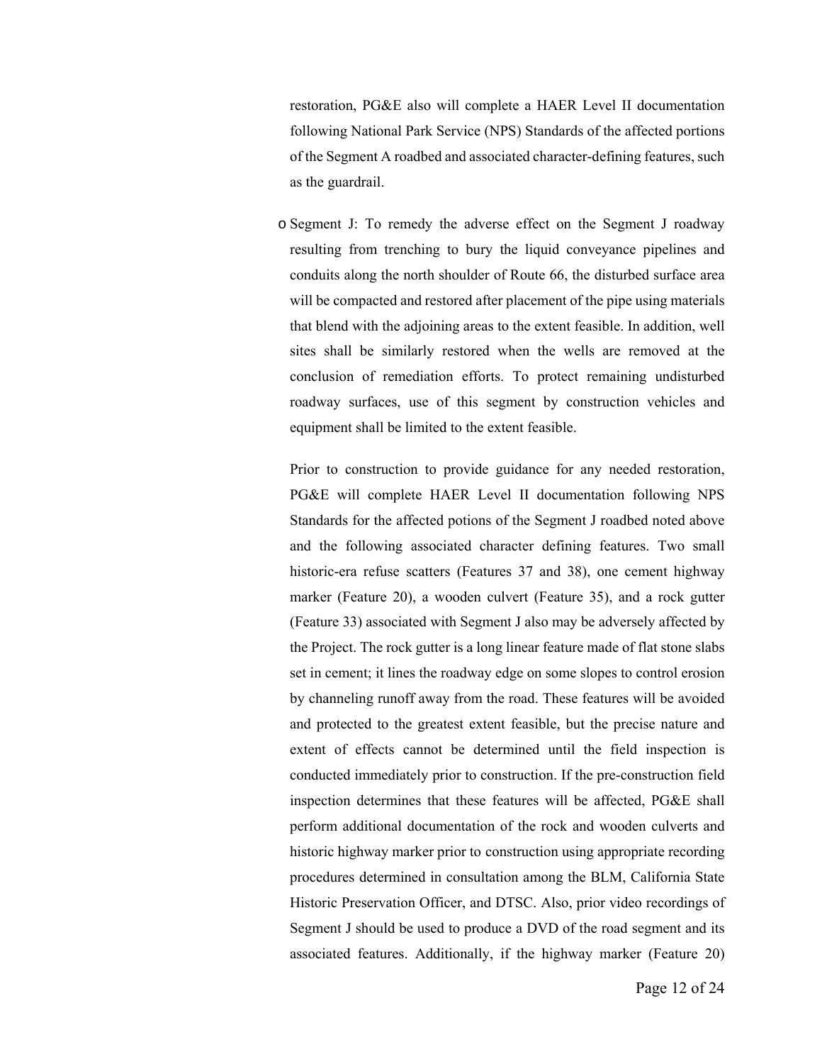restoration, PG&E also will complete a HAER Level II documentation following National Park Service (NPS) Standards of the affected portions of the Segment A roadbed and associated character-defining features, such as the guardrail.

- Segment J: To remedy the adverse effect on the Segment J roadway resulting from trenching to bury the liquid conveyance pipelines and conduits along the north shoulder of Route 66, the disturbed surface area will be compacted and restored after placement of the pipe using materials that blend with the adjoining areas to the extent feasible. In addition, well sites shall be similarly restored when the wells are removed at the conclusion of remediation efforts. To protect remaining undisturbed roadway surfaces, use of this segment by construction vehicles and equipment shall be limited to the extent feasible.

  Prior to construction to provide guidance for any needed restoration, PG&E will complete HAER Level II documentation following NPS Standards for the affected potions of the Segment J roadbed noted above and the following associated character defining features. Two small historic-era refuse scatters (Features 37 and 38), one cement highway marker (Feature 20), a wooden culvert (Feature 35), and a rock gutter (Feature 33) associated with Segment J also may be adversely affected by the Project. The rock gutter is a long linear feature made of flat stone slabs set in cement; it lines the roadway edge on some slopes to control erosion by channeling runoff away from the road. These features will be avoided and protected to the greatest extent feasible, but the precise nature and extent of effects cannot be determined until the field inspection is conducted immediately prior to construction. If the pre-construction field inspection determines that these features will be affected, PG&E shall perform additional documentation of the rock and wooden culverts and historic highway marker prior to construction using appropriate recording procedures determined in consultation among the BLM, California State Historic Preservation Officer, and DTSC. Also, prior video recordings of Segment J should be used to produce a DVD of the road segment and its associated features. Additionally, if the highway marker (Feature 20)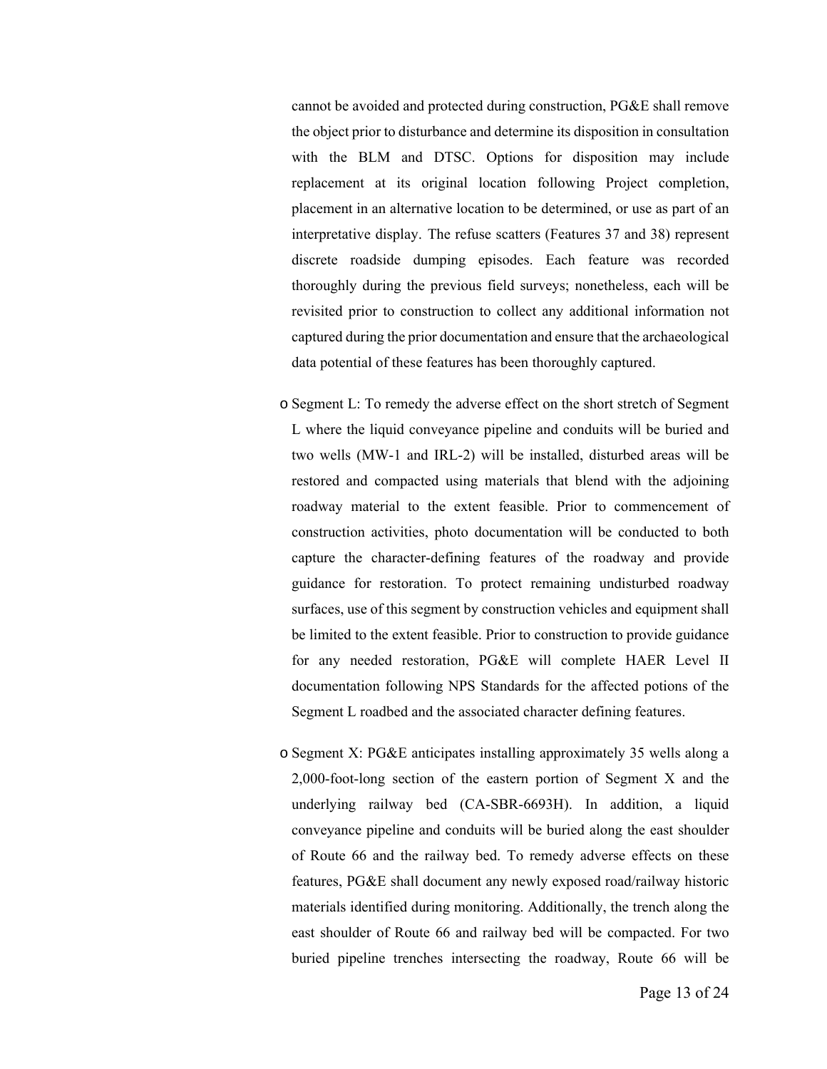cannot be avoided and protected during construction, PG&E shall remove the object prior to disturbance and determine its disposition in consultation with the BLM and DTSC. Options for disposition may include replacement at its original location following Project completion, placement in an alternative location to be determined, or use as part of an interpretative display. The refuse scatters (Features 37 and 38) represent discrete roadside dumping episodes. Each feature was recorded thoroughly during the previous field surveys; nonetheless, each will be revisited prior to construction to collect any additional information not captured during the prior documentation and ensure that the archaeological data potential of these features has been thoroughly captured.

- Segment L: To remedy the adverse effect on the short stretch of Segment L where the liquid conveyance pipeline and conduits will be buried and two wells (MW-1 and IRL-2) will be installed, disturbed areas will be restored and compacted using materials that blend with the adjoining roadway material to the extent feasible. Prior to commencement of construction activities, photo documentation will be conducted to both capture the character-defining features of the roadway and provide guidance for restoration. To protect remaining undisturbed roadway surfaces, use of this segment by construction vehicles and equipment shall be limited to the extent feasible. Prior to construction to provide guidance for any needed restoration, PG&E will complete HAER Level II documentation following NPS Standards for the affected potions of the Segment L roadbed and the associated character defining features.

- Segment X: PG&E anticipates installing approximately 35 wells along a 2,000-foot-long section of the eastern portion of Segment X and the underlying railway bed (CA-SBR-6693H). In addition, a liquid conveyance pipeline and conduits will be buried along the east shoulder of Route 66 and the railway bed. To remedy adverse effects on these features, PG&E shall document any newly exposed road/railway historic materials identified during monitoring. Additionally, the trench along the east shoulder of Route 66 and railway bed will be compacted. For two buried pipeline trenches intersecting the roadway, Route 66 will be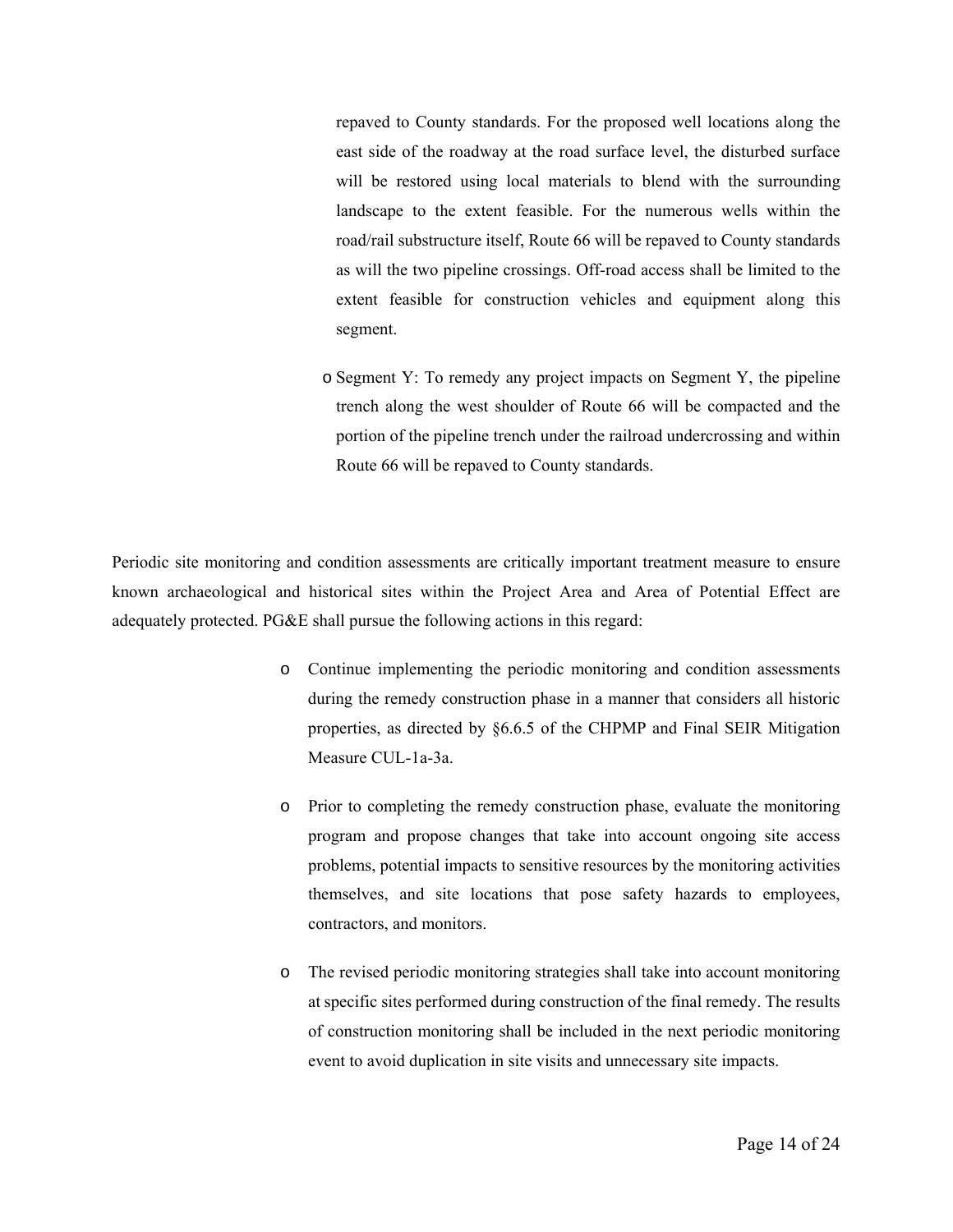repaved to County standards. For the proposed well locations along the east side of the roadway at the road surface level, the disturbed surface will be restored using local materials to blend with the surrounding landscape to the extent feasible. For the numerous wells within the road/rail substructure itself, Route 66 will be repaved to County standards as will the two pipeline crossings. Off-road access shall be limited to the extent feasible for construction vehicles and equipment along this segment.

- Segment Y: To remedy any project impacts on Segment Y, the pipeline trench along the west shoulder of Route 66 will be compacted and the portion of the pipeline trench under the railroad undercrossing and within Route 66 will be repaved to County standards.

Periodic site monitoring and condition assessments are critically important treatment measure to ensure known archaeological and historical sites within the Project Area and Area of Potential Effect are adequately protected. PG&E shall pursue the following actions in this regard:

- Continue implementing the periodic monitoring and condition assessments during the remedy construction phase in a manner that considers all historic properties, as directed by §6.6.5 of the CHPMP and Final SEIR Mitigation Measure CUL-1a-3a.
- Prior to completing the remedy construction phase, evaluate the monitoring program and propose changes that take into account ongoing site access problems, potential impacts to sensitive resources by the monitoring activities themselves, and site locations that pose safety hazards to employees, contractors, and monitors.
- The revised periodic monitoring strategies shall take into account monitoring at specific sites performed during construction of the final remedy. The results of construction monitoring shall be included in the next periodic monitoring event to avoid duplication in site visits and unnecessary site impacts.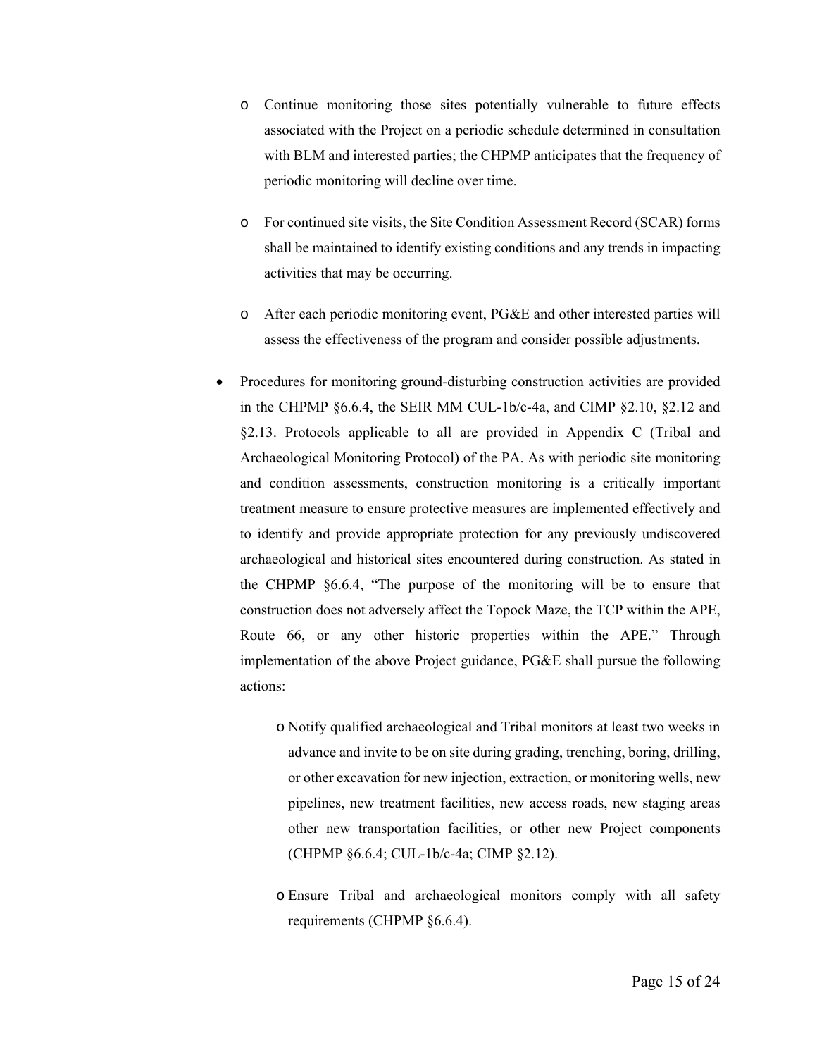- Continue monitoring those sites potentially vulnerable to future effects associated with the Project on a periodic schedule determined in consultation with BLM and interested parties; the CHPMP anticipates that the frequency of periodic monitoring will decline over time.

  - For continued site visits, the Site Condition Assessment Record (SCAR) forms shall be maintained to identify existing conditions and any trends in impacting activities that may be occurring.

  - After each periodic monitoring event, PG&E and other interested parties will assess the effectiveness of the program and consider possible adjustments.

- Procedures for monitoring ground-disturbing construction activities are provided in the CHPMP §6.6.4, the SEIR MM CUL-1b/c-4a, and CIMP §2.10, §2.12 and §2.13. Protocols applicable to all are provided in Appendix C (Tribal and Archaeological Monitoring Protocol) of the PA. As with periodic site monitoring and condition assessments, construction monitoring is a critically important treatment measure to ensure protective measures are implemented effectively and to identify and provide appropriate protection for any previously undiscovered archaeological and historical sites encountered during construction. As stated in the CHPMP §6.6.4, "The purpose of the monitoring will be to ensure that construction does not adversely affect the Topock Maze, the TCP within the APE, Route 66, or any other historic properties within the APE." Through implementation of the above Project guidance, PG&E shall pursue the following actions:

  - Notify qualified archaeological and Tribal monitors at least two weeks in advance and invite to be on site during grading, trenching, boring, drilling, or other excavation for new injection, extraction, or monitoring wells, new pipelines, new treatment facilities, new access roads, new staging areas other new transportation facilities, or other new Project components (CHPMP §6.6.4; CUL-1b/c-4a; CIMP §2.12).

  - Ensure Tribal and archaeological monitors comply with all safety requirements (CHPMP §6.6.4).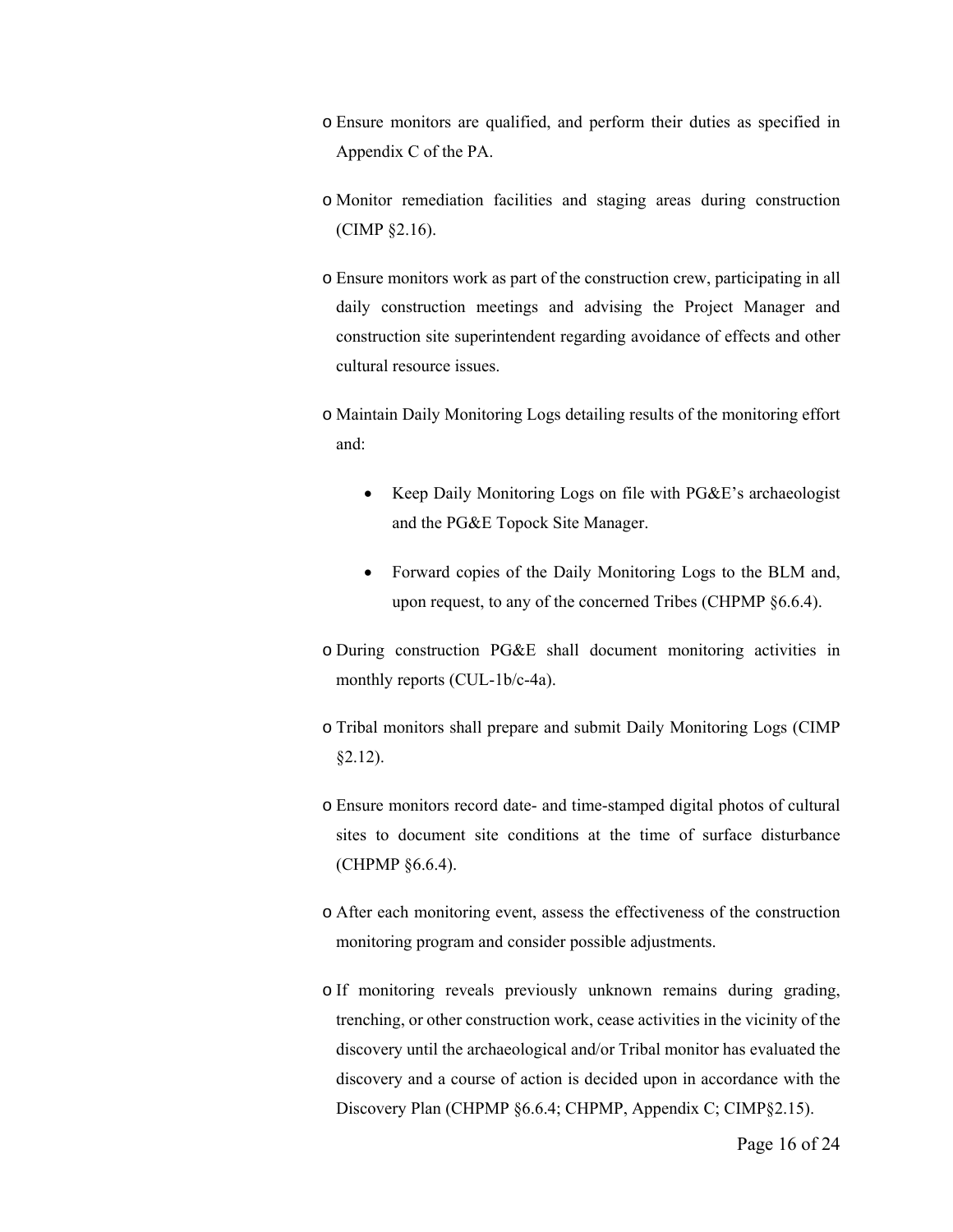- Ensure monitors are qualified, and perform their duties as specified in Appendix C of the PA.
- Monitor remediation facilities and staging areas during construction (CIMP §2.16).
- Ensure monitors work as part of the construction crew, participating in all daily construction meetings and advising the Project Manager and construction site superintendent regarding avoidance of effects and other cultural resource issues.
- Maintain Daily Monitoring Logs detailing results of the monitoring effort and:
  - Keep Daily Monitoring Logs on file with PG&E's archaeologist and the PG&E Topock Site Manager.
  - Forward copies of the Daily Monitoring Logs to the BLM and, upon request, to any of the concerned Tribes (CHPMP §6.6.4).
- During construction PG&E shall document monitoring activities in monthly reports (CUL-1b/c-4a).
- Tribal monitors shall prepare and submit Daily Monitoring Logs (CIMP §2.12).
- Ensure monitors record date- and time-stamped digital photos of cultural sites to document site conditions at the time of surface disturbance (CHPMP §6.6.4).
- After each monitoring event, assess the effectiveness of the construction monitoring program and consider possible adjustments.
- If monitoring reveals previously unknown remains during grading, trenching, or other construction work, cease activities in the vicinity of the discovery until the archaeological and/or Tribal monitor has evaluated the discovery and a course of action is decided upon in accordance with the Discovery Plan (CHPMP §6.6.4; CHPMP, Appendix C; CIMP§2.15).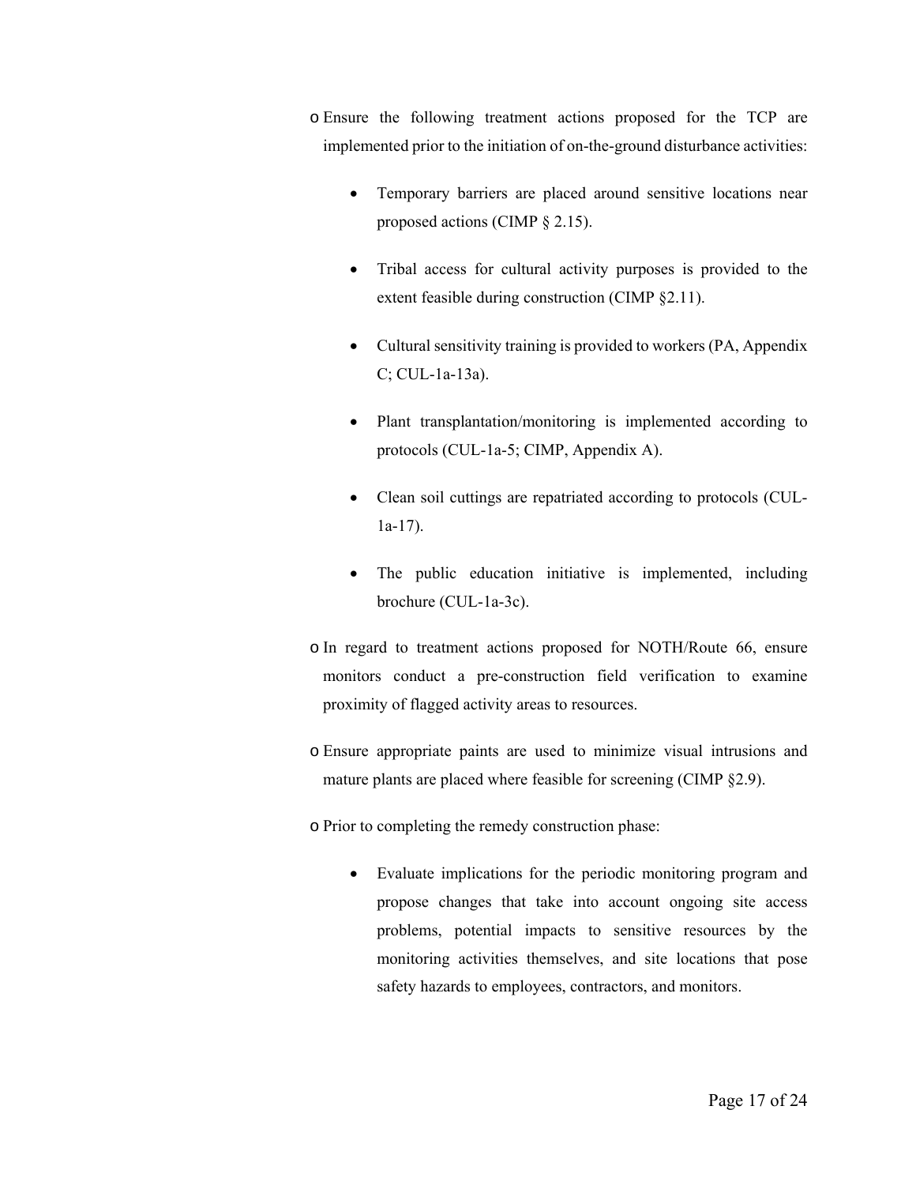- Ensure the following treatment actions proposed for the TCP are implemented prior to the initiation of on-the-ground disturbance activities:

    - Temporary barriers are placed around sensitive locations near proposed actions (CIMP § 2.15).

    - Tribal access for cultural activity purposes is provided to the extent feasible during construction (CIMP §2.11).

    - Cultural sensitivity training is provided to workers (PA, Appendix C; CUL-1a-13a).

    - Plant transplantation/monitoring is implemented according to protocols (CUL-1a-5; CIMP, Appendix A).

    - Clean soil cuttings are repatriated according to protocols (CUL-1a-17).

    - The public education initiative is implemented, including brochure (CUL-1a-3c).

- In regard to treatment actions proposed for NOTH/Route 66, ensure monitors conduct a pre-construction field verification to examine proximity of flagged activity areas to resources.

- Ensure appropriate paints are used to minimize visual intrusions and mature plants are placed where feasible for screening (CIMP §2.9).

- Prior to completing the remedy construction phase:

    - Evaluate implications for the periodic monitoring program and propose changes that take into account ongoing site access problems, potential impacts to sensitive resources by the monitoring activities themselves, and site locations that pose safety hazards to employees, contractors, and monitors.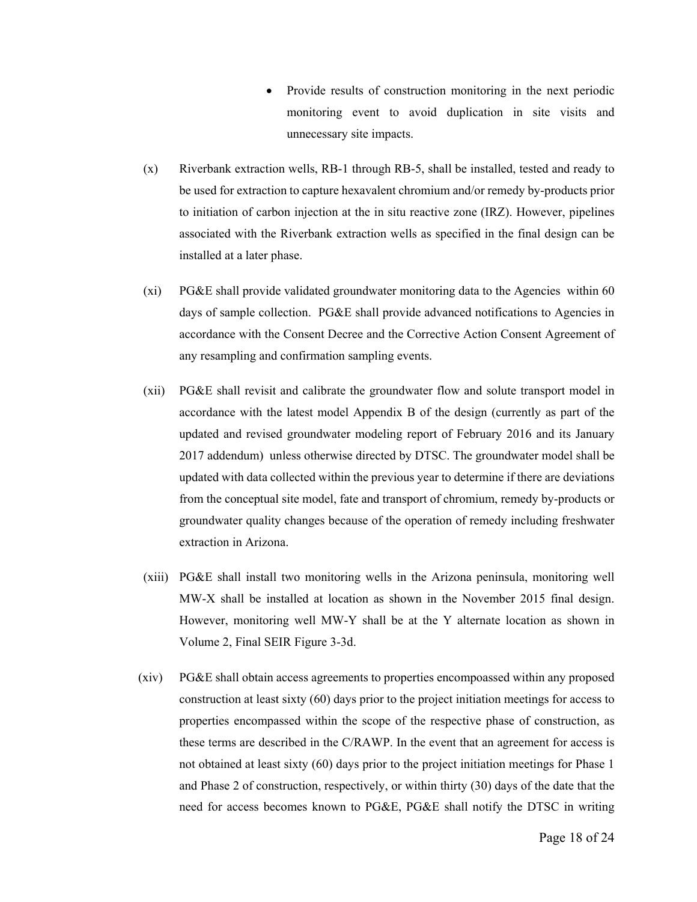- Provide results of construction monitoring in the next periodic monitoring event to avoid duplication in site visits and unnecessary site impacts.

(x) Riverbank extraction wells, RB-1 through RB-5, shall be installed, tested and ready to be used for extraction to capture hexavalent chromium and/or remedy by-products prior to initiation of carbon injection at the in situ reactive zone (IRZ). However, pipelines associated with the Riverbank extraction wells as specified in the final design can be installed at a later phase.

(xi) PG&E shall provide validated groundwater monitoring data to the Agencies within 60 days of sample collection. PG&E shall provide advanced notifications to Agencies in accordance with the Consent Decree and the Corrective Action Consent Agreement of any resampling and confirmation sampling events.

(xii) PG&E shall revisit and calibrate the groundwater flow and solute transport model in accordance with the latest model Appendix B of the design (currently as part of the updated and revised groundwater modeling report of February 2016 and its January 2017 addendum) unless otherwise directed by DTSC. The groundwater model shall be updated with data collected within the previous year to determine if there are deviations from the conceptual site model, fate and transport of chromium, remedy by-products or groundwater quality changes because of the operation of remedy including freshwater extraction in Arizona.

(xiii) PG&E shall install two monitoring wells in the Arizona peninsula, monitoring well MW-X shall be installed at location as shown in the November 2015 final design. However, monitoring well MW-Y shall be at the Y alternate location as shown in Volume 2, Final SEIR Figure 3-3d.

(xiv) PG&E shall obtain access agreements to properties encompoassed within any proposed construction at least sixty (60) days prior to the project initiation meetings for access to properties encompassed within the scope of the respective phase of construction, as these terms are described in the C/RAWP. In the event that an agreement for access is not obtained at least sixty (60) days prior to the project initiation meetings for Phase 1 and Phase 2 of construction, respectively, or within thirty (30) days of the date that the need for access becomes known to PG&E, PG&E shall notify the DTSC in writing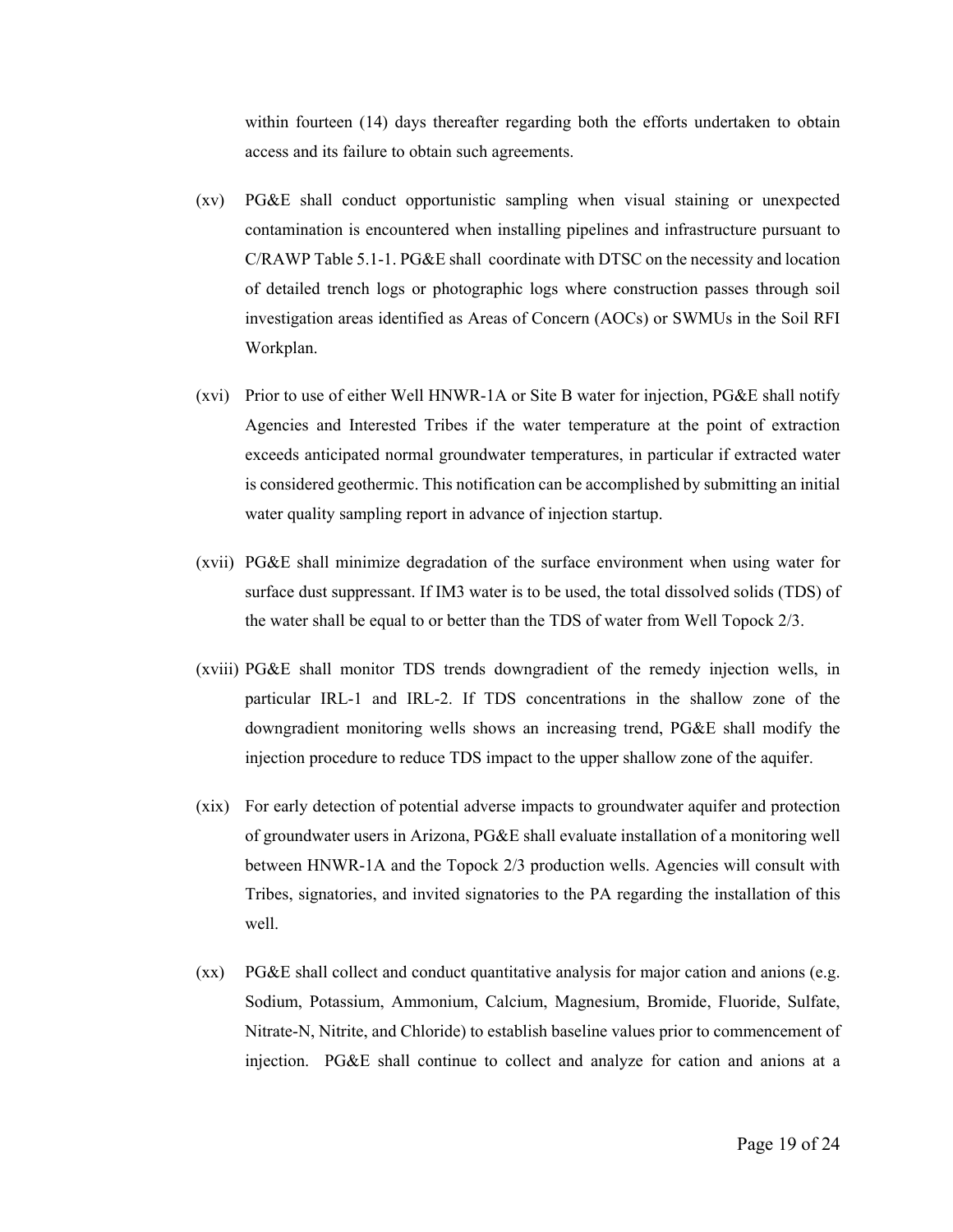within fourteen (14) days thereafter regarding both the efforts undertaken to obtain access and its failure to obtain such agreements.

(xv) PG&E shall conduct opportunistic sampling when visual staining or unexpected contamination is encountered when installing pipelines and infrastructure pursuant to C/RAWP Table 5.1-1. PG&E shall coordinate with DTSC on the necessity and location of detailed trench logs or photographic logs where construction passes through soil investigation areas identified as Areas of Concern (AOCs) or SWMUs in the Soil RFI Workplan.

(xvi) Prior to use of either Well HNWR-1A or Site B water for injection, PG&E shall notify Agencies and Interested Tribes if the water temperature at the point of extraction exceeds anticipated normal groundwater temperatures, in particular if extracted water is considered geothermic. This notification can be accomplished by submitting an initial water quality sampling report in advance of injection startup.

(xvii) PG&E shall minimize degradation of the surface environment when using water for surface dust suppressant. If IM3 water is to be used, the total dissolved solids (TDS) of the water shall be equal to or better than the TDS of water from Well Topock 2/3.

(xviii) PG&E shall monitor TDS trends downgradient of the remedy injection wells, in particular IRL-1 and IRL-2. If TDS concentrations in the shallow zone of the downgradient monitoring wells shows an increasing trend, PG&E shall modify the injection procedure to reduce TDS impact to the upper shallow zone of the aquifer.

(xix) For early detection of potential adverse impacts to groundwater aquifer and protection of groundwater users in Arizona, PG&E shall evaluate installation of a monitoring well between HNWR-1A and the Topock 2/3 production wells. Agencies will consult with Tribes, signatories, and invited signatories to the PA regarding the installation of this well.

(xx) PG&E shall collect and conduct quantitative analysis for major cation and anions (e.g. Sodium, Potassium, Ammonium, Calcium, Magnesium, Bromide, Fluoride, Sulfate, Nitrate-N, Nitrite, and Chloride) to establish baseline values prior to commencement of injection. PG&E shall continue to collect and analyze for cation and anions at a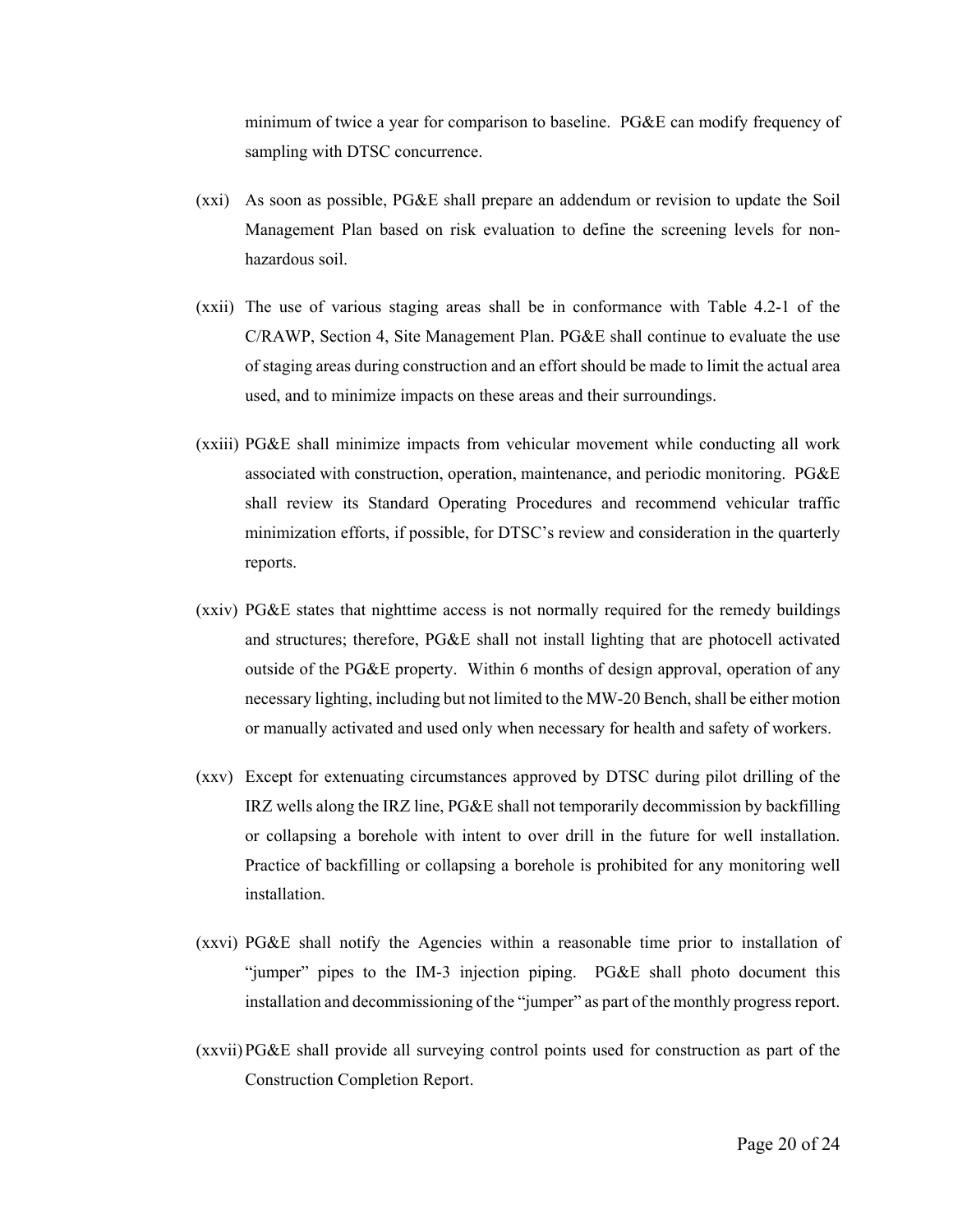minimum of twice a year for comparison to baseline. PG&E can modify frequency of sampling with DTSC concurrence.

(xxi) As soon as possible, PG&E shall prepare an addendum or revision to update the Soil Management Plan based on risk evaluation to define the screening levels for non-hazardous soil.

(xxii) The use of various staging areas shall be in conformance with Table 4.2-1 of the C/RAWP, Section 4, Site Management Plan. PG&E shall continue to evaluate the use of staging areas during construction and an effort should be made to limit the actual area used, and to minimize impacts on these areas and their surroundings.

(xxiii) PG&E shall minimize impacts from vehicular movement while conducting all work associated with construction, operation, maintenance, and periodic monitoring. PG&E shall review its Standard Operating Procedures and recommend vehicular traffic minimization efforts, if possible, for DTSC's review and consideration in the quarterly reports.

(xxiv) PG&E states that nighttime access is not normally required for the remedy buildings and structures; therefore, PG&E shall not install lighting that are photocell activated outside of the PG&E property. Within 6 months of design approval, operation of any necessary lighting, including but not limited to the MW-20 Bench, shall be either motion or manually activated and used only when necessary for health and safety of workers.

(xxv) Except for extenuating circumstances approved by DTSC during pilot drilling of the IRZ wells along the IRZ line, PG&E shall not temporarily decommission by backfilling or collapsing a borehole with intent to over drill in the future for well installation. Practice of backfilling or collapsing a borehole is prohibited for any monitoring well installation.

(xxvi) PG&E shall notify the Agencies within a reasonable time prior to installation of "jumper" pipes to the IM-3 injection piping. PG&E shall photo document this installation and decommissioning of the "jumper" as part of the monthly progress report.

(xxvii) PG&E shall provide all surveying control points used for construction as part of the Construction Completion Report.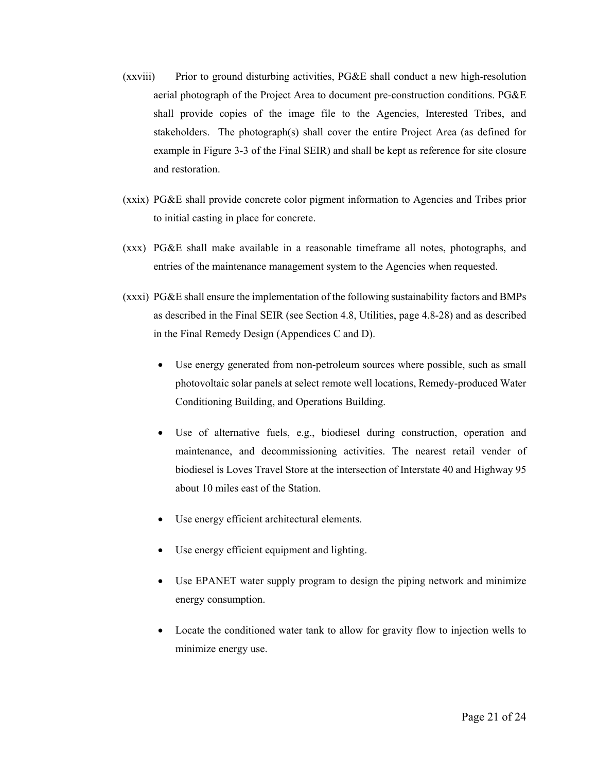(xxviii) Prior to ground disturbing activities, PG&E shall conduct a new high-resolution aerial photograph of the Project Area to document pre-construction conditions. PG&E shall provide copies of the image file to the Agencies, Interested Tribes, and stakeholders. The photograph(s) shall cover the entire Project Area (as defined for example in Figure 3-3 of the Final SEIR) and shall be kept as reference for site closure and restoration.

(xxix) PG&E shall provide concrete color pigment information to Agencies and Tribes prior to initial casting in place for concrete.

(xxx) PG&E shall make available in a reasonable timeframe all notes, photographs, and entries of the maintenance management system to the Agencies when requested.

(xxxi) PG&E shall ensure the implementation of the following sustainability factors and BMPs as described in the Final SEIR (see Section 4.8, Utilities, page 4.8-28) and as described in the Final Remedy Design (Appendices C and D).

- Use energy generated from non-petroleum sources where possible, such as small photovoltaic solar panels at select remote well locations, Remedy-produced Water Conditioning Building, and Operations Building.
- Use of alternative fuels, e.g., biodiesel during construction, operation and maintenance, and decommissioning activities. The nearest retail vender of biodiesel is Loves Travel Store at the intersection of Interstate 40 and Highway 95 about 10 miles east of the Station.
- Use energy efficient architectural elements.
- Use energy efficient equipment and lighting.
- Use EPANET water supply program to design the piping network and minimize energy consumption.
- Locate the conditioned water tank to allow for gravity flow to injection wells to minimize energy use.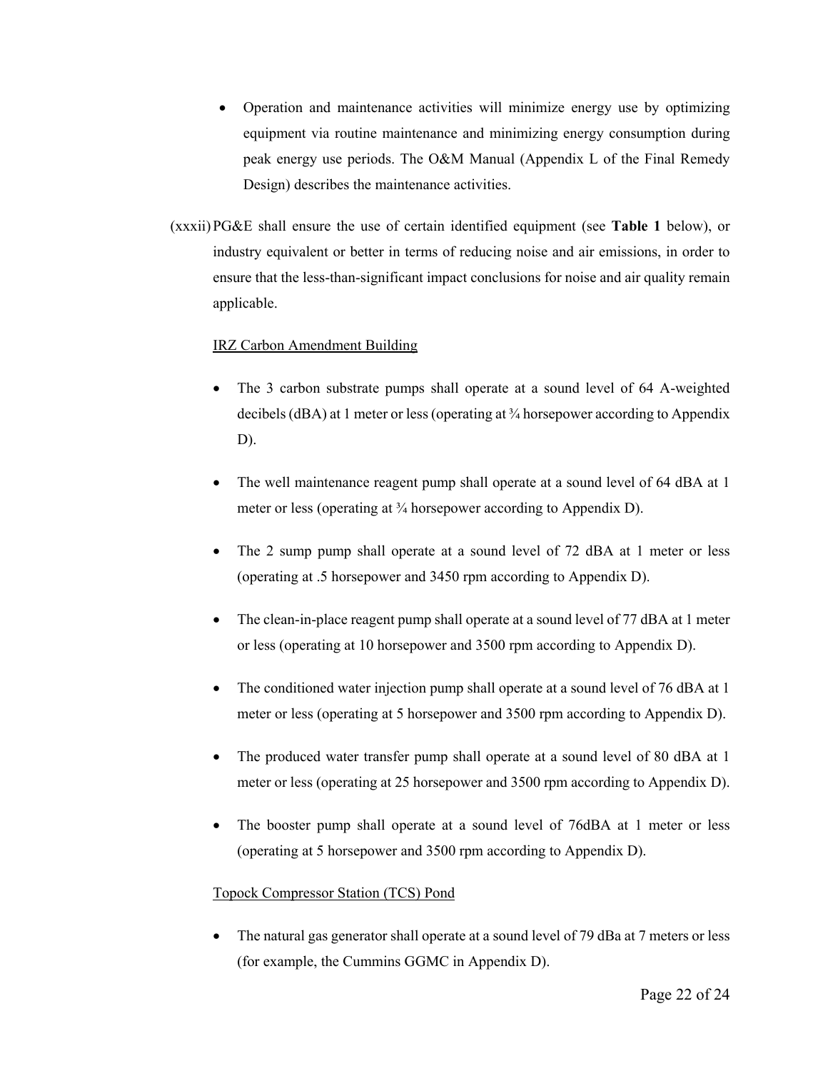- Operation and maintenance activities will minimize energy use by optimizing equipment via routine maintenance and minimizing energy consumption during peak energy use periods. The O&M Manual (Appendix L of the Final Remedy Design) describes the maintenance activities.

(xxxii) PG&E shall ensure the use of certain identified equipment (see **Table 1** below), or industry equivalent or better in terms of reducing noise and air emissions, in order to ensure that the less-than-significant impact conclusions for noise and air quality remain applicable.

<u>IRZ Carbon Amendment Building</u>

- The 3 carbon substrate pumps shall operate at a sound level of 64 A-weighted decibels (dBA) at 1 meter or less (operating at ¾ horsepower according to Appendix D).

- The well maintenance reagent pump shall operate at a sound level of 64 dBA at 1 meter or less (operating at ¾ horsepower according to Appendix D).

- The 2 sump pump shall operate at a sound level of 72 dBA at 1 meter or less (operating at .5 horsepower and 3450 rpm according to Appendix D).

- The clean-in-place reagent pump shall operate at a sound level of 77 dBA at 1 meter or less (operating at 10 horsepower and 3500 rpm according to Appendix D).

- The conditioned water injection pump shall operate at a sound level of 76 dBA at 1 meter or less (operating at 5 horsepower and 3500 rpm according to Appendix D).

- The produced water transfer pump shall operate at a sound level of 80 dBA at 1 meter or less (operating at 25 horsepower and 3500 rpm according to Appendix D).

- The booster pump shall operate at a sound level of 76dBA at 1 meter or less (operating at 5 horsepower and 3500 rpm according to Appendix D).

<u>Topock Compressor Station (TCS) Pond</u>

- The natural gas generator shall operate at a sound level of 79 dBa at 7 meters or less (for example, the Cummins GGMC in Appendix D).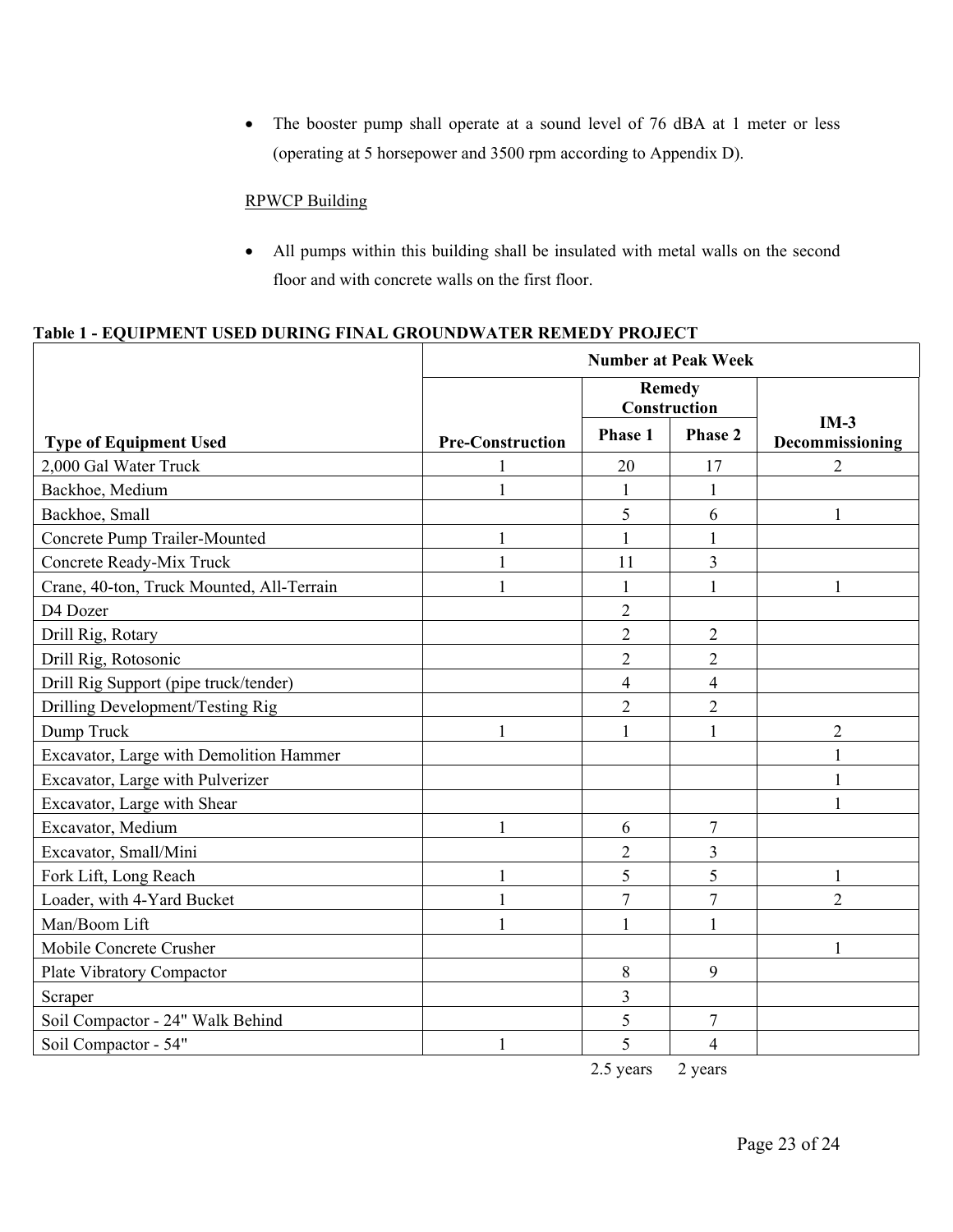- The booster pump shall operate at a sound level of 76 dBA at 1 meter or less (operating at 5 horsepower and 3500 rpm according to Appendix D).

RPWCP Building

- All pumps within this building shall be insulated with metal walls on the second floor and with concrete walls on the first floor.

**Table 1 - EQUIPMENT USED DURING FINAL GROUNDWATER REMEDY PROJECT**

| Type of Equipment Used | Number at Peak Week | | | |
|---|---|---|---|---|
| | Pre-Construction | Remedy Construction | | IM-3 Decommissioning |
| | | Phase 1 | Phase 2 | |
| 2,000 Gal Water Truck | 1 | 20 | 17 | 2 |
| Backhoe, Medium | 1 | 1 | 1 | |
| Backhoe, Small | | 5 | 6 | 1 |
| Concrete Pump Trailer-Mounted | 1 | 1 | 1 | |
| Concrete Ready-Mix Truck | 1 | 11 | 3 | |
| Crane, 40-ton, Truck Mounted, All-Terrain | 1 | 1 | 1 | 1 |
| D4 Dozer | | 2 | | |
| Drill Rig, Rotary | | 2 | 2 | |
| Drill Rig, Rotosonic | | 2 | 2 | |
| Drill Rig Support (pipe truck/tender) | | 4 | 4 | |
| Drilling Development/Testing Rig | | 2 | 2 | |
| Dump Truck | 1 | 1 | 1 | 2 |
| Excavator, Large with Demolition Hammer | | | | 1 |
| Excavator, Large with Pulverizer | | | | 1 |
| Excavator, Large with Shear | | | | 1 |
| Excavator, Medium | 1 | 6 | 7 | |
| Excavator, Small/Mini | | 2 | 3 | |
| Fork Lift, Long Reach | 1 | 5 | 5 | 1 |
| Loader, with 4-Yard Bucket | 1 | 7 | 7 | 2 |
| Man/Boom Lift | 1 | 1 | 1 | |
| Mobile Concrete Crusher | | | | 1 |
| Plate Vibratory Compactor | | 8 | 9 | |
| Scraper | | 3 | | |
| Soil Compactor - 24" Walk Behind | | 5 | 7 | |
| Soil Compactor - 54" | 1 | 5 | 4 | |
| | | 2.5 years | 2 years | |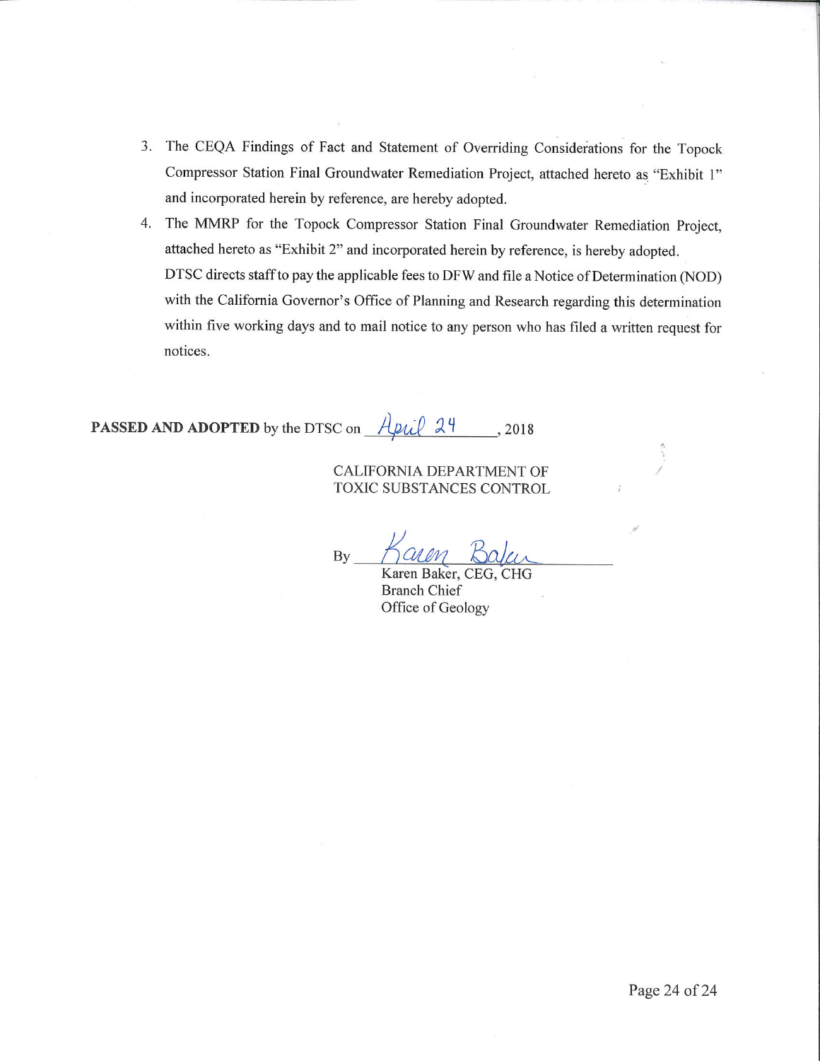3. The CEQA Findings of Fact and Statement of Overriding Considerations for the Topock Compressor Station Final Groundwater Remediation Project, attached hereto as "Exhibit 1" and incorporated herein by reference, are hereby adopted.
4. The MMRP for the Topock Compressor Station Final Groundwater Remediation Project, attached hereto as "Exhibit 2" and incorporated herein by reference, is hereby adopted. DTSC directs staff to pay the applicable fees to DFW and file a Notice of Determination (NOD) with the California Governor's Office of Planning and Research regarding this determination within five working days and to mail notice to any person who has filed a written request for notices.

**PASSED AND ADOPTED** by the DTSC on April 24, 2018

CALIFORNIA DEPARTMENT OF
TOXIC SUBSTANCES CONTROL

By Karen Baker

Karen Baker, CEG, CHG
Branch Chief
Office of Geology